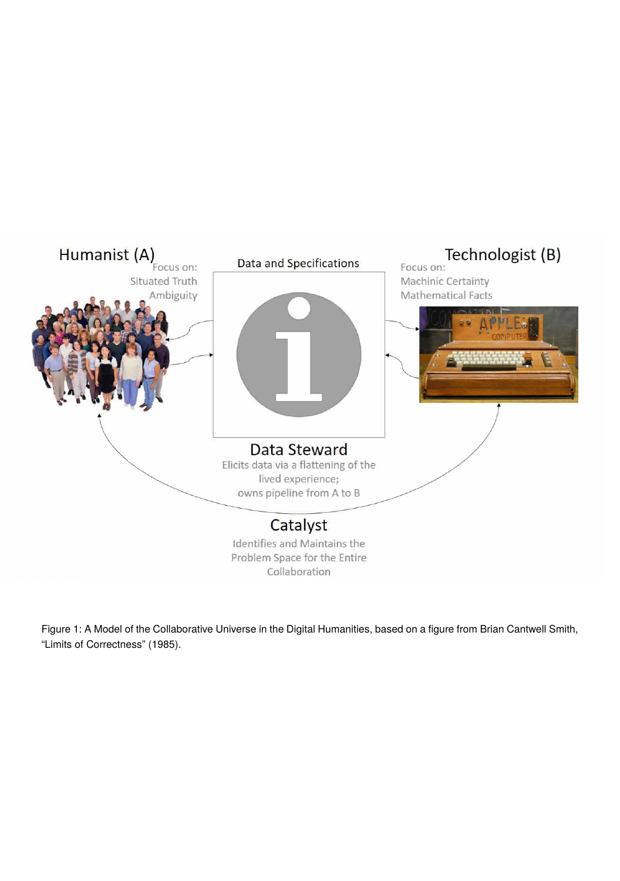Humanist (A)
Focus on:
Situated Truth
Ambiguity

Data and Specifications

Technologist (B)
Focus on:
Machinic Certainty
Mathematical Facts

Data Steward
Elicits data via a flattening of the lived experience;
owns pipeline from A to B

Catalyst
Identifies and Maintains the Problem Space for the Entire Collaboration

Figure 1: A Model of the Collaborative Universe in the Digital Humanities, based on a figure from Brian Cantwell Smith, "Limits of Correctness" (1985).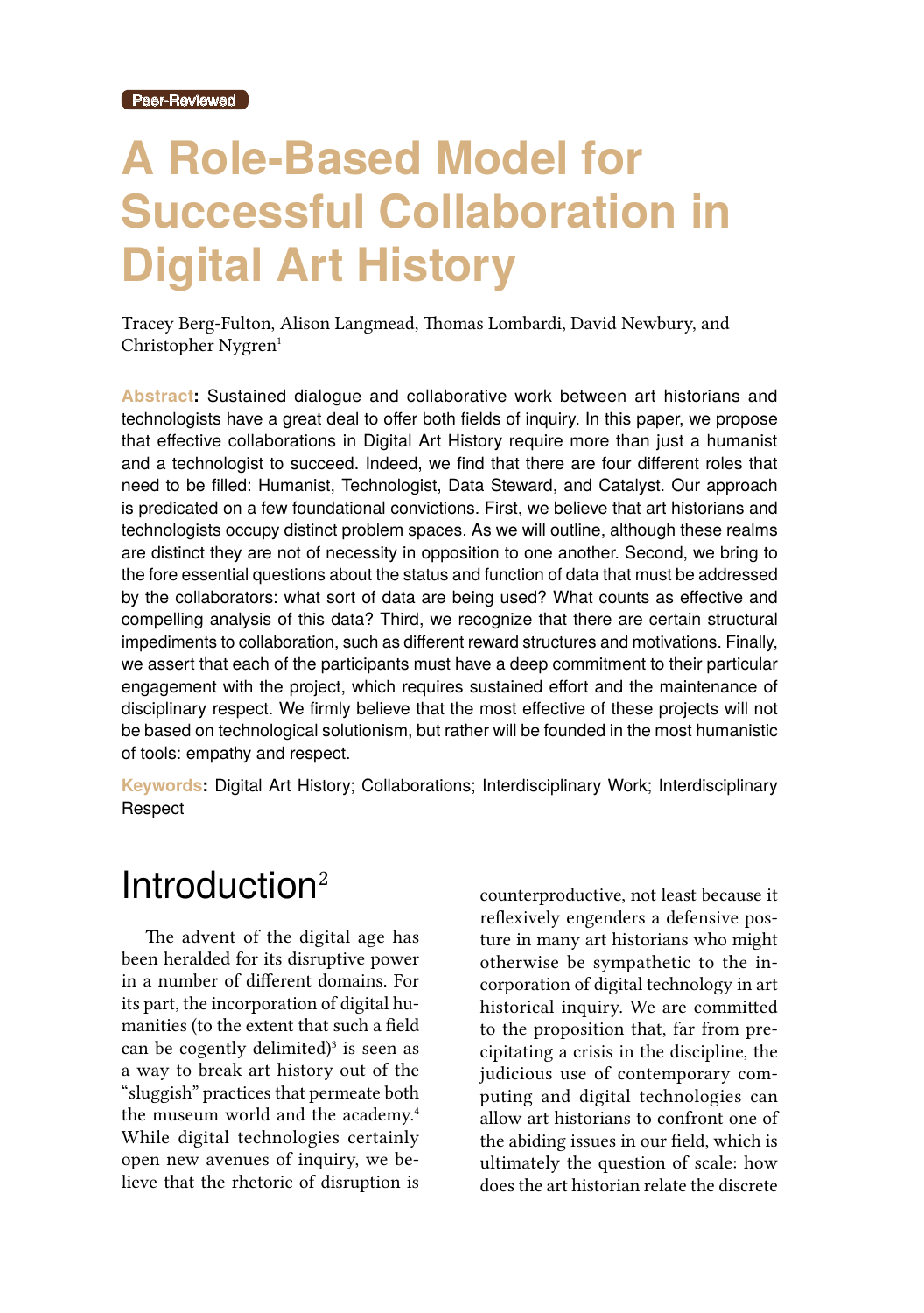Peer-Reviewed

# A Role-Based Model for Successful Collaboration in Digital Art History

Tracey Berg-Fulton, Alison Langmead, Thomas Lombardi, David Newbury, and Christopher Nygren[1]

**Abstract:** Sustained dialogue and collaborative work between art historians and technologists have a great deal to offer both fields of inquiry. In this paper, we propose that effective collaborations in Digital Art History require more than just a humanist and a technologist to succeed. Indeed, we find that there are four different roles that need to be filled: Humanist, Technologist, Data Steward, and Catalyst. Our approach is predicated on a few foundational convictions. First, we believe that art historians and technologists occupy distinct problem spaces. As we will outline, although these realms are distinct they are not of necessity in opposition to one another. Second, we bring to the fore essential questions about the status and function of data that must be addressed by the collaborators: what sort of data are being used? What counts as effective and compelling analysis of this data? Third, we recognize that there are certain structural impediments to collaboration, such as different reward structures and motivations. Finally, we assert that each of the participants must have a deep commitment to their particular engagement with the project, which requires sustained effort and the maintenance of disciplinary respect. We firmly believe that the most effective of these projects will not be based on technological solutionism, but rather will be founded in the most humanistic of tools: empathy and respect.

**Keywords:** Digital Art History; Collaborations; Interdisciplinary Work; Interdisciplinary Respect

## Introduction[2]

The advent of the digital age has been heralded for its disruptive power in a number of different domains. For its part, the incorporation of digital humanities (to the extent that such a field can be cogently delimited)[3] is seen as a way to break art history out of the "sluggish" practices that permeate both the museum world and the academy.[4] While digital technologies certainly open new avenues of inquiry, we believe that the rhetoric of disruption is counterproductive, not least because it reflexively engenders a defensive posture in many art historians who might otherwise be sympathetic to the incorporation of digital technology in art historical inquiry. We are committed to the proposition that, far from precipitating a crisis in the discipline, the judicious use of contemporary computing and digital technologies can allow art historians to confront one of the abiding issues in our field, which is ultimately the question of scale: how does the art historian relate the discrete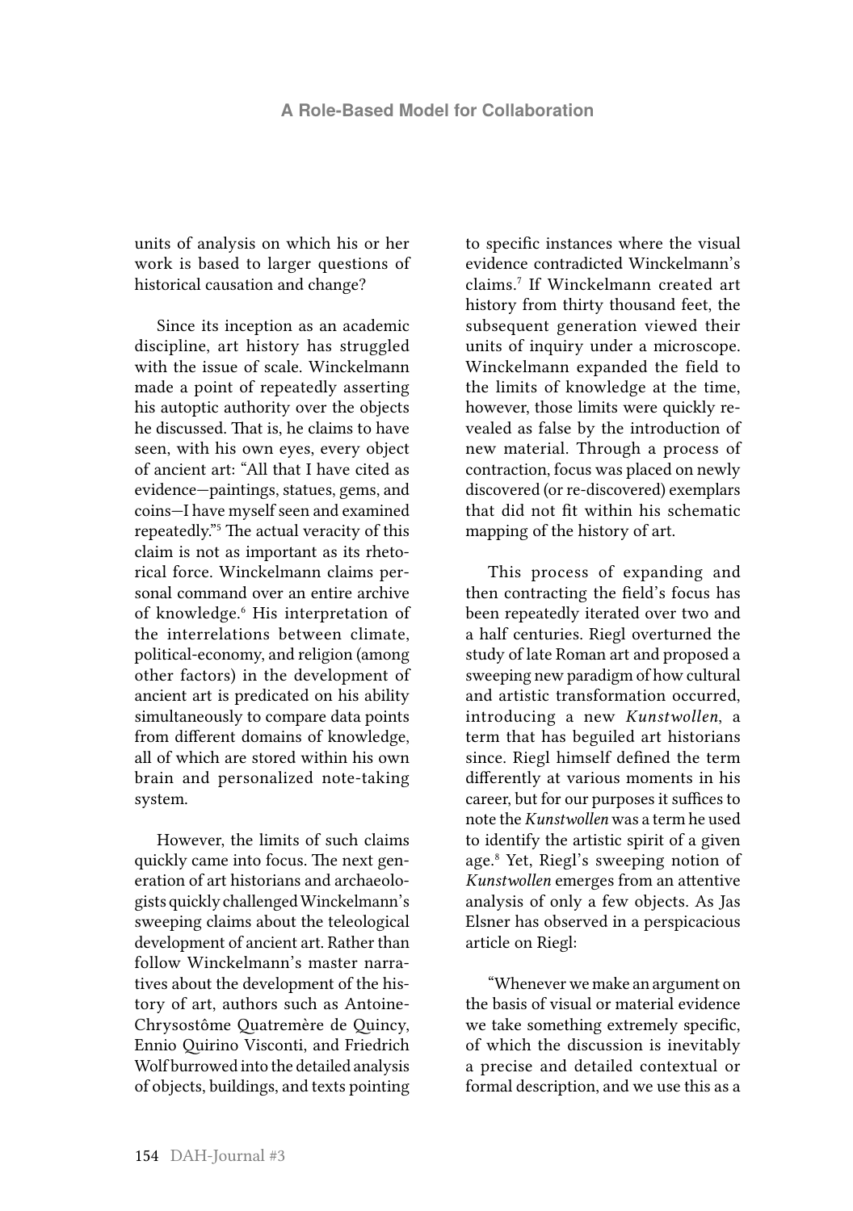units of analysis on which his or her work is based to larger questions of historical causation and change?

Since its inception as an academic discipline, art history has struggled with the issue of scale. Winckelmann made a point of repeatedly asserting his autoptic authority over the objects he discussed. That is, he claims to have seen, with his own eyes, every object of ancient art: "All that I have cited as evidence—paintings, statues, gems, and coins—I have myself seen and examined repeatedly."[5] The actual veracity of this claim is not as important as its rhetorical force. Winckelmann claims personal command over an entire archive of knowledge.[6] His interpretation of the interrelations between climate, political-economy, and religion (among other factors) in the development of ancient art is predicated on his ability simultaneously to compare data points from different domains of knowledge, all of which are stored within his own brain and personalized note-taking system.

However, the limits of such claims quickly came into focus. The next generation of art historians and archaeologists quickly challenged Winckelmann's sweeping claims about the teleological development of ancient art. Rather than follow Winckelmann's master narratives about the development of the history of art, authors such as Antoine-Chrysostôme Quatremère de Quincy, Ennio Quirino Visconti, and Friedrich Wolf burrowed into the detailed analysis of objects, buildings, and texts pointing to specific instances where the visual evidence contradicted Winckelmann's claims.[7] If Winckelmann created art history from thirty thousand feet, the subsequent generation viewed their units of inquiry under a microscope. Winckelmann expanded the field to the limits of knowledge at the time, however, those limits were quickly revealed as false by the introduction of new material. Through a process of contraction, focus was placed on newly discovered (or re-discovered) exemplars that did not fit within his schematic mapping of the history of art.

This process of expanding and then contracting the field's focus has been repeatedly iterated over two and a half centuries. Riegl overturned the study of late Roman art and proposed a sweeping new paradigm of how cultural and artistic transformation occurred, introducing a new *Kunstwollen*, a term that has beguiled art historians since. Riegl himself defined the term differently at various moments in his career, but for our purposes it suffices to note the *Kunstwollen* was a term he used to identify the artistic spirit of a given age.[8] Yet, Riegl's sweeping notion of *Kunstwollen* emerges from an attentive analysis of only a few objects. As Jas Elsner has observed in a perspicacious article on Riegl:

"Whenever we make an argument on the basis of visual or material evidence we take something extremely specific, of which the discussion is inevitably a precise and detailed contextual or formal description, and we use this as a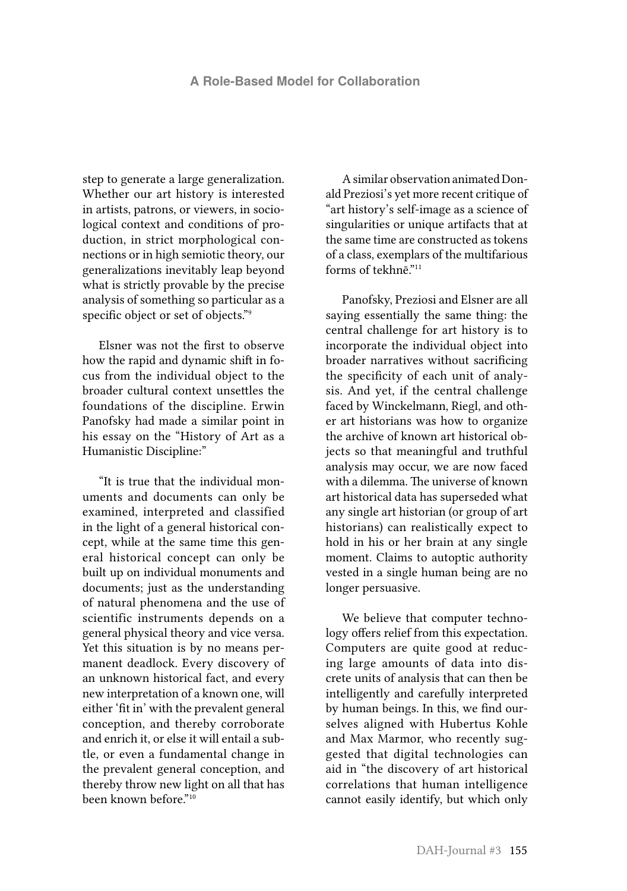step to generate a large generalization. Whether our art history is interested in artists, patrons, or viewers, in sociological context and conditions of production, in strict morphological connections or in high semiotic theory, our generalizations inevitably leap beyond what is strictly provable by the precise analysis of something so particular as a specific object or set of objects."[9]

Elsner was not the first to observe how the rapid and dynamic shift in focus from the individual object to the broader cultural context unsettles the foundations of the discipline. Erwin Panofsky had made a similar point in his essay on the "History of Art as a Humanistic Discipline:"

"It is true that the individual monuments and documents can only be examined, interpreted and classified in the light of a general historical concept, while at the same time this general historical concept can only be built up on individual monuments and documents; just as the understanding of natural phenomena and the use of scientific instruments depends on a general physical theory and vice versa. Yet this situation is by no means permanent deadlock. Every discovery of an unknown historical fact, and every new interpretation of a known one, will either 'fit in' with the prevalent general conception, and thereby corroborate and enrich it, or else it will entail a subtle, or even a fundamental change in the prevalent general conception, and thereby throw new light on all that has been known before."[10]

A similar observation animated Donald Preziosi's yet more recent critique of "art history's self-image as a science of singularities or unique artifacts that at the same time are constructed as tokens of a class, exemplars of the multifarious forms of tekhnē."[11]

Panofsky, Preziosi and Elsner are all saying essentially the same thing: the central challenge for art history is to incorporate the individual object into broader narratives without sacrificing the specificity of each unit of analysis. And yet, if the central challenge faced by Winckelmann, Riegl, and other art historians was how to organize the archive of known art historical objects so that meaningful and truthful analysis may occur, we are now faced with a dilemma. The universe of known art historical data has superseded what any single art historian (or group of art historians) can realistically expect to hold in his or her brain at any single moment. Claims to autoptic authority vested in a single human being are no longer persuasive.

We believe that computer technology offers relief from this expectation. Computers are quite good at reducing large amounts of data into discrete units of analysis that can then be intelligently and carefully interpreted by human beings. In this, we find ourselves aligned with Hubertus Kohle and Max Marmor, who recently suggested that digital technologies can aid in "the discovery of art historical correlations that human intelligence cannot easily identify, but which only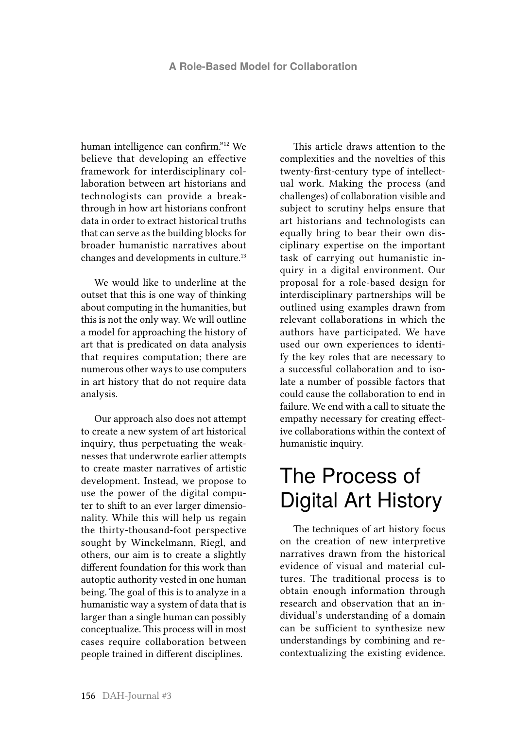human intelligence can confirm."[12] We believe that developing an effective framework for interdisciplinary collaboration between art historians and technologists can provide a breakthrough in how art historians confront data in order to extract historical truths that can serve as the building blocks for broader humanistic narratives about changes and developments in culture.[13]

We would like to underline at the outset that this is one way of thinking about computing in the humanities, but this is not the only way. We will outline a model for approaching the history of art that is predicated on data analysis that requires computation; there are numerous other ways to use computers in art history that do not require data analysis.

Our approach also does not attempt to create a new system of art historical inquiry, thus perpetuating the weaknesses that underwrote earlier attempts to create master narratives of artistic development. Instead, we propose to use the power of the digital computer to shift to an ever larger dimensionality. While this will help us regain the thirty-thousand-foot perspective sought by Winckelmann, Riegl, and others, our aim is to create a slightly different foundation for this work than autoptic authority vested in one human being. The goal of this is to analyze in a humanistic way a system of data that is larger than a single human can possibly conceptualize. This process will in most cases require collaboration between people trained in different disciplines.

This article draws attention to the complexities and the novelties of this twenty-first-century type of intellectual work. Making the process (and challenges) of collaboration visible and subject to scrutiny helps ensure that art historians and technologists can equally bring to bear their own disciplinary expertise on the important task of carrying out humanistic inquiry in a digital environment. Our proposal for a role-based design for interdisciplinary partnerships will be outlined using examples drawn from relevant collaborations in which the authors have participated. We have used our own experiences to identify the key roles that are necessary to a successful collaboration and to isolate a number of possible factors that could cause the collaboration to end in failure. We end with a call to situate the empathy necessary for creating effective collaborations within the context of humanistic inquiry.

# The Process of Digital Art History

The techniques of art history focus on the creation of new interpretive narratives drawn from the historical evidence of visual and material cultures. The traditional process is to obtain enough information through research and observation that an individual's understanding of a domain can be sufficient to synthesize new understandings by combining and recontextualizing the existing evidence.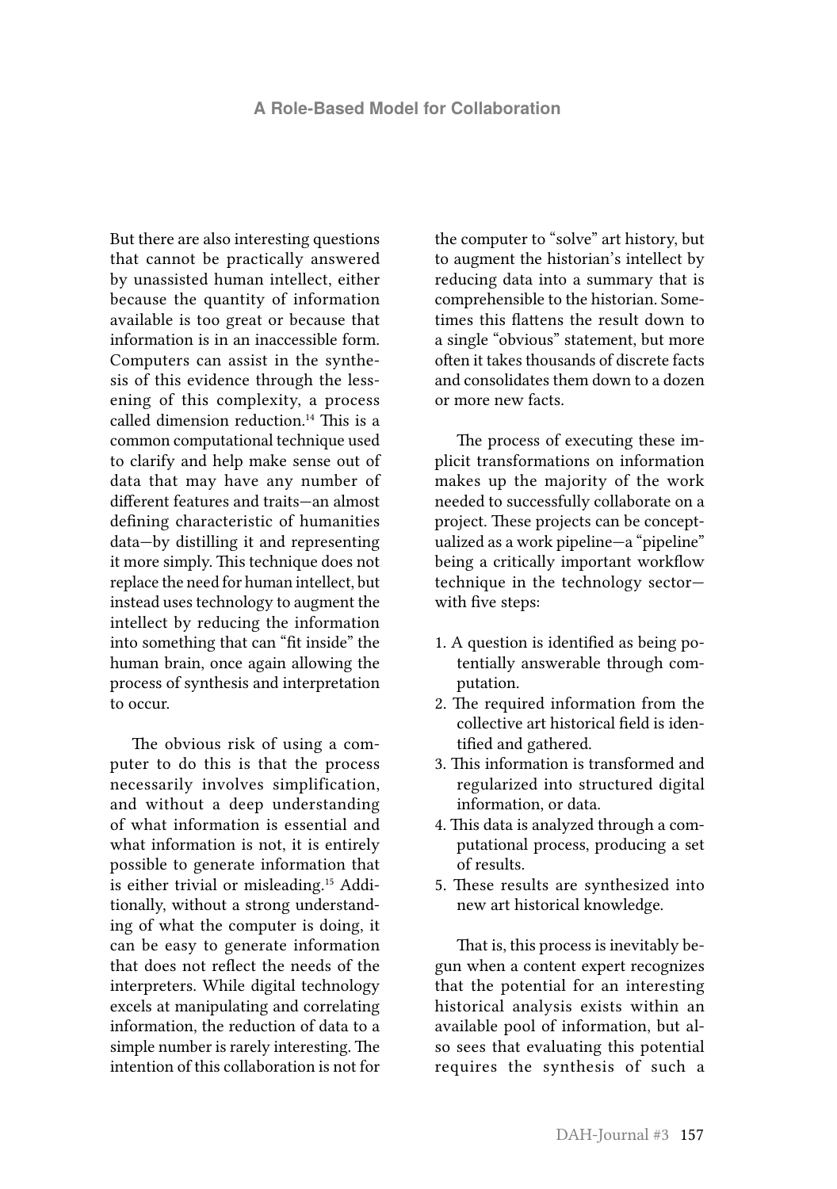But there are also interesting questions that cannot be practically answered by unassisted human intellect, either because the quantity of information available is too great or because that information is in an inaccessible form. Computers can assist in the synthesis of this evidence through the lessening of this complexity, a process called dimension reduction.[14] This is a common computational technique used to clarify and help make sense out of data that may have any number of different features and traits—an almost defining characteristic of humanities data—by distilling it and representing it more simply. This technique does not replace the need for human intellect, but instead uses technology to augment the intellect by reducing the information into something that can "fit inside" the human brain, once again allowing the process of synthesis and interpretation to occur.

The obvious risk of using a computer to do this is that the process necessarily involves simplification, and without a deep understanding of what information is essential and what information is not, it is entirely possible to generate information that is either trivial or misleading.[15] Additionally, without a strong understanding of what the computer is doing, it can be easy to generate information that does not reflect the needs of the interpreters. While digital technology excels at manipulating and correlating information, the reduction of data to a simple number is rarely interesting. The intention of this collaboration is not for the computer to "solve" art history, but to augment the historian's intellect by reducing data into a summary that is comprehensible to the historian. Sometimes this flattens the result down to a single "obvious" statement, but more often it takes thousands of discrete facts and consolidates them down to a dozen or more new facts.

The process of executing these implicit transformations on information makes up the majority of the work needed to successfully collaborate on a project. These projects can be conceptualized as a work pipeline—a "pipeline" being a critically important workflow technique in the technology sector—with five steps:

1. A question is identified as being potentially answerable through computation.
2. The required information from the collective art historical field is identified and gathered.
3. This information is transformed and regularized into structured digital information, or data.
4. This data is analyzed through a computational process, producing a set of results.
5. These results are synthesized into new art historical knowledge.

That is, this process is inevitably begun when a content expert recognizes that the potential for an interesting historical analysis exists within an available pool of information, but also sees that evaluating this potential requires the synthesis of such a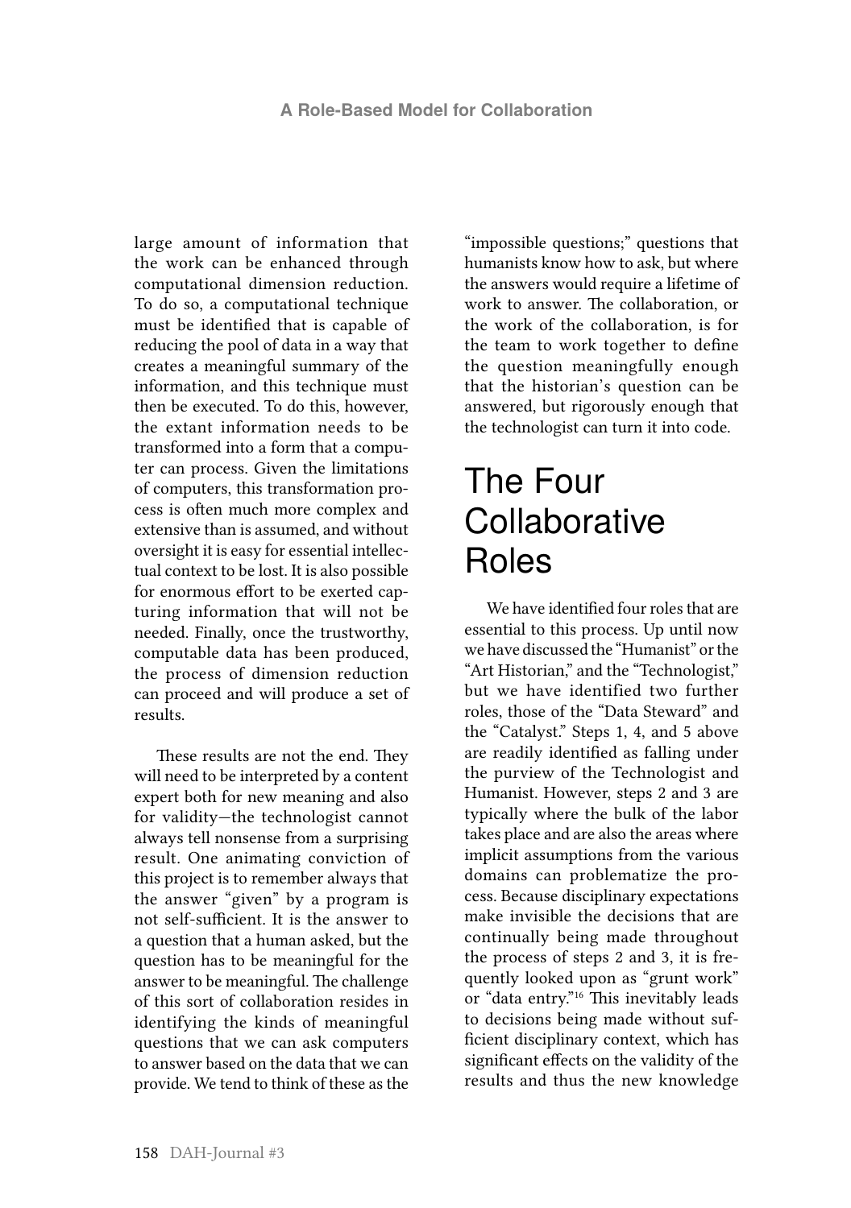large amount of information that the work can be enhanced through computational dimension reduction. To do so, a computational technique must be identified that is capable of reducing the pool of data in a way that creates a meaningful summary of the information, and this technique must then be executed. To do this, however, the extant information needs to be transformed into a form that a computer can process. Given the limitations of computers, this transformation process is often much more complex and extensive than is assumed, and without oversight it is easy for essential intellectual context to be lost. It is also possible for enormous effort to be exerted capturing information that will not be needed. Finally, once the trustworthy, computable data has been produced, the process of dimension reduction can proceed and will produce a set of results.

These results are not the end. They will need to be interpreted by a content expert both for new meaning and also for validity—the technologist cannot always tell nonsense from a surprising result. One animating conviction of this project is to remember always that the answer "given" by a program is not self-sufficient. It is the answer to a question that a human asked, but the question has to be meaningful for the answer to be meaningful. The challenge of this sort of collaboration resides in identifying the kinds of meaningful questions that we can ask computers to answer based on the data that we can provide. We tend to think of these as the "impossible questions;" questions that humanists know how to ask, but where the answers would require a lifetime of work to answer. The collaboration, or the work of the collaboration, is for the team to work together to define the question meaningfully enough that the historian's question can be answered, but rigorously enough that the technologist can turn it into code.

# The Four Collaborative Roles

We have identified four roles that are essential to this process. Up until now we have discussed the "Humanist" or the "Art Historian," and the "Technologist," but we have identified two further roles, those of the "Data Steward" and the "Catalyst." Steps 1, 4, and 5 above are readily identified as falling under the purview of the Technologist and Humanist. However, steps 2 and 3 are typically where the bulk of the labor takes place and are also the areas where implicit assumptions from the various domains can problematize the process. Because disciplinary expectations make invisible the decisions that are continually being made throughout the process of steps 2 and 3, it is frequently looked upon as "grunt work" or "data entry."[16] This inevitably leads to decisions being made without sufficient disciplinary context, which has significant effects on the validity of the results and thus the new knowledge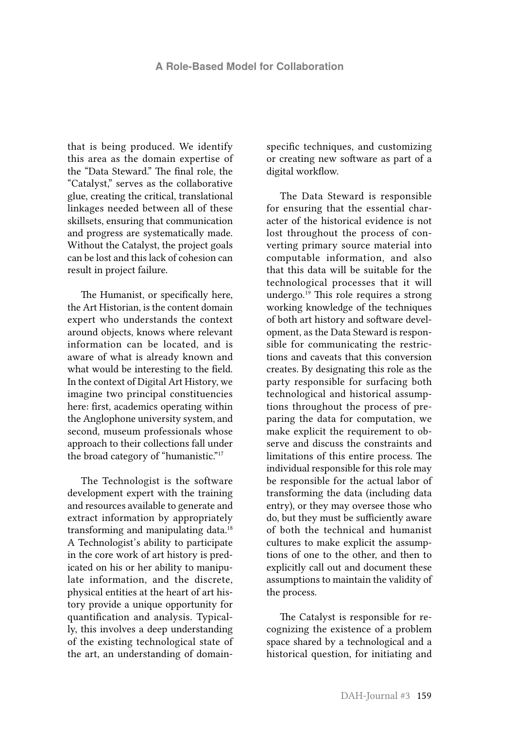that is being produced. We identify this area as the domain expertise of the "Data Steward." The final role, the "Catalyst," serves as the collaborative glue, creating the critical, translational linkages needed between all of these skillsets, ensuring that communication and progress are systematically made. Without the Catalyst, the project goals can be lost and this lack of cohesion can result in project failure.

The Humanist, or specifically here, the Art Historian, is the content domain expert who understands the context around objects, knows where relevant information can be located, and is aware of what is already known and what would be interesting to the field. In the context of Digital Art History, we imagine two principal constituencies here: first, academics operating within the Anglophone university system, and second, museum professionals whose approach to their collections fall under the broad category of "humanistic."[17]

The Technologist is the software development expert with the training and resources available to generate and extract information by appropriately transforming and manipulating data.[18] A Technologist's ability to participate in the core work of art history is predicated on his or her ability to manipulate information, and the discrete, physical entities at the heart of art history provide a unique opportunity for quantification and analysis. Typically, this involves a deep understanding of the existing technological state of the art, an understanding of domain-specific techniques, and customizing or creating new software as part of a digital workflow.

The Data Steward is responsible for ensuring that the essential character of the historical evidence is not lost throughout the process of converting primary source material into computable information, and also that this data will be suitable for the technological processes that it will undergo.[19] This role requires a strong working knowledge of the techniques of both art history and software development, as the Data Steward is responsible for communicating the restrictions and caveats that this conversion creates. By designating this role as the party responsible for surfacing both technological and historical assumptions throughout the process of preparing the data for computation, we make explicit the requirement to observe and discuss the constraints and limitations of this entire process. The individual responsible for this role may be responsible for the actual labor of transforming the data (including data entry), or they may oversee those who do, but they must be sufficiently aware of both the technical and humanist cultures to make explicit the assumptions of one to the other, and then to explicitly call out and document these assumptions to maintain the validity of the process.

The Catalyst is responsible for recognizing the existence of a problem space shared by a technological and a historical question, for initiating and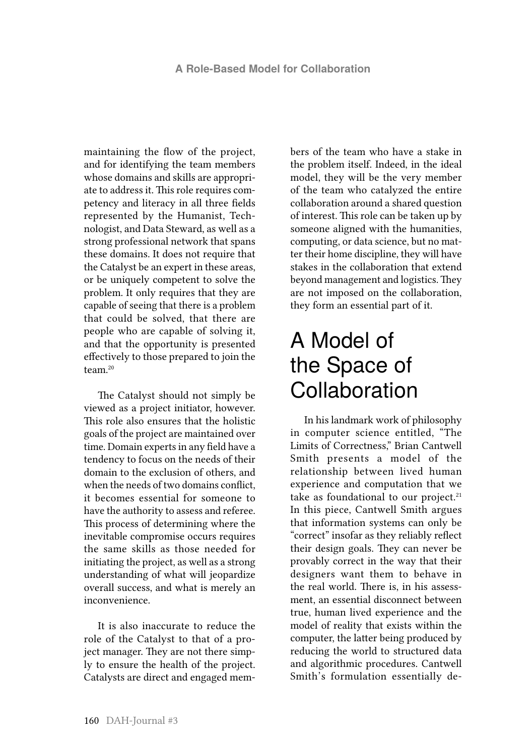maintaining the flow of the project, and for identifying the team members whose domains and skills are appropriate to address it. This role requires competency and literacy in all three fields represented by the Humanist, Technologist, and Data Steward, as well as a strong professional network that spans these domains. It does not require that the Catalyst be an expert in these areas, or be uniquely competent to solve the problem. It only requires that they are capable of seeing that there is a problem that could be solved, that there are people who are capable of solving it, and that the opportunity is presented effectively to those prepared to join the team.[20]

The Catalyst should not simply be viewed as a project initiator, however. This role also ensures that the holistic goals of the project are maintained over time. Domain experts in any field have a tendency to focus on the needs of their domain to the exclusion of others, and when the needs of two domains conflict, it becomes essential for someone to have the authority to assess and referee. This process of determining where the inevitable compromise occurs requires the same skills as those needed for initiating the project, as well as a strong understanding of what will jeopardize overall success, and what is merely an inconvenience.

It is also inaccurate to reduce the role of the Catalyst to that of a project manager. They are not there simply to ensure the health of the project. Catalysts are direct and engaged members of the team who have a stake in the problem itself. Indeed, in the ideal model, they will be the very member of the team who catalyzed the entire collaboration around a shared question of interest. This role can be taken up by someone aligned with the humanities, computing, or data science, but no matter their home discipline, they will have stakes in the collaboration that extend beyond management and logistics. They are not imposed on the collaboration, they form an essential part of it.

# A Model of the Space of Collaboration

In his landmark work of philosophy in computer science entitled, "The Limits of Correctness," Brian Cantwell Smith presents a model of the relationship between lived human experience and computation that we take as foundational to our project.[21] In this piece, Cantwell Smith argues that information systems can only be "correct" insofar as they reliably reflect their design goals. They can never be provably correct in the way that their designers want them to behave in the real world. There is, in his assessment, an essential disconnect between true, human lived experience and the model of reality that exists within the computer, the latter being produced by reducing the world to structured data and algorithmic procedures. Cantwell Smith's formulation essentially de-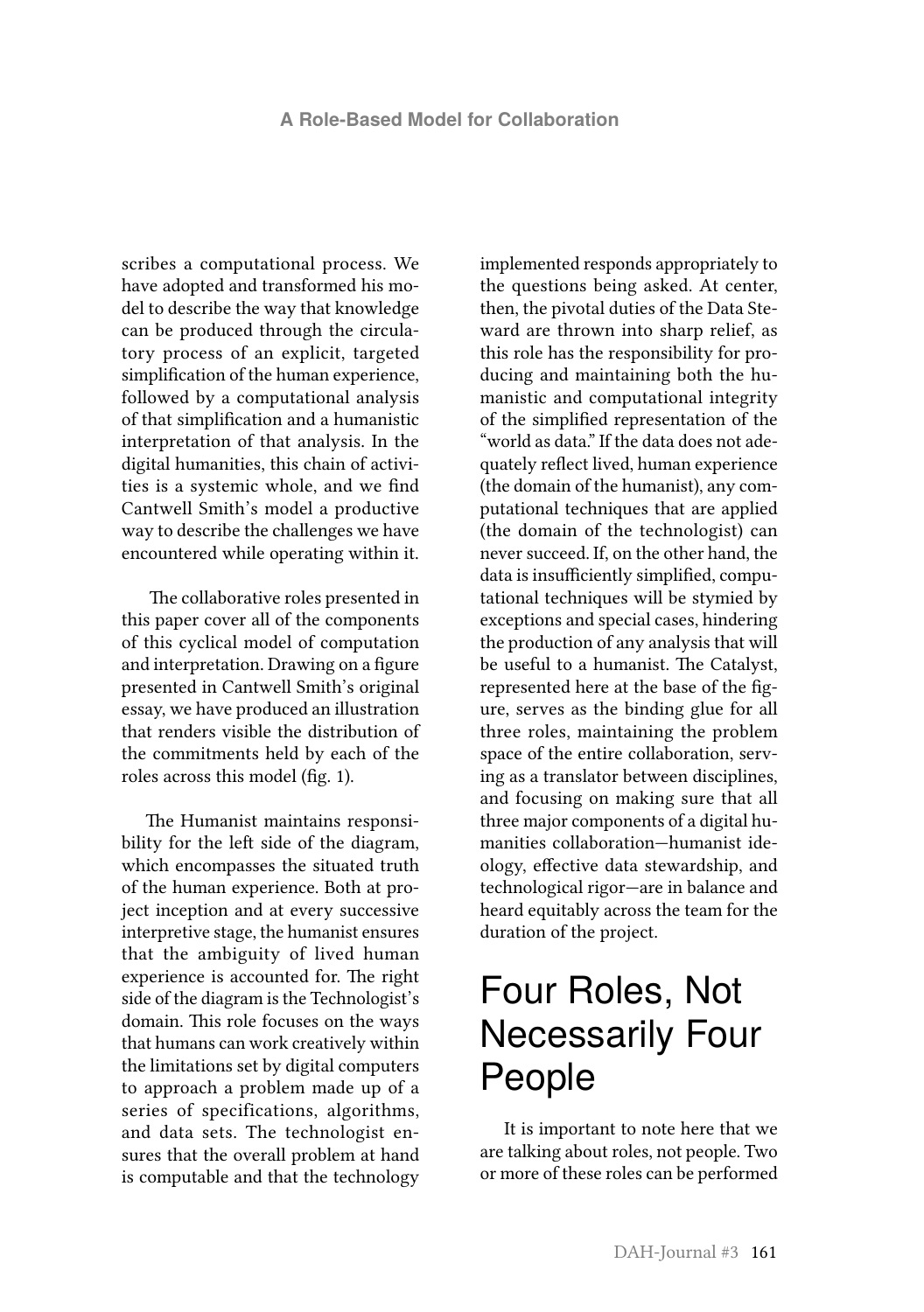scribes a computational process. We have adopted and transformed his model to describe the way that knowledge can be produced through the circulatory process of an explicit, targeted simplification of the human experience, followed by a computational analysis of that simplification and a humanistic interpretation of that analysis. In the digital humanities, this chain of activities is a systemic whole, and we find Cantwell Smith's model a productive way to describe the challenges we have encountered while operating within it.

The collaborative roles presented in this paper cover all of the components of this cyclical model of computation and interpretation. Drawing on a figure presented in Cantwell Smith's original essay, we have produced an illustration that renders visible the distribution of the commitments held by each of the roles across this model (fig. 1).

The Humanist maintains responsibility for the left side of the diagram, which encompasses the situated truth of the human experience. Both at project inception and at every successive interpretive stage, the humanist ensures that the ambiguity of lived human experience is accounted for. The right side of the diagram is the Technologist's domain. This role focuses on the ways that humans can work creatively within the limitations set by digital computers to approach a problem made up of a series of specifications, algorithms, and data sets. The technologist ensures that the overall problem at hand is computable and that the technology implemented responds appropriately to the questions being asked. At center, then, the pivotal duties of the Data Steward are thrown into sharp relief, as this role has the responsibility for producing and maintaining both the humanistic and computational integrity of the simplified representation of the "world as data." If the data does not adequately reflect lived, human experience (the domain of the humanist), any computational techniques that are applied (the domain of the technologist) can never succeed. If, on the other hand, the data is insufficiently simplified, computational techniques will be stymied by exceptions and special cases, hindering the production of any analysis that will be useful to a humanist. The Catalyst, represented here at the base of the figure, serves as the binding glue for all three roles, maintaining the problem space of the entire collaboration, serving as a translator between disciplines, and focusing on making sure that all three major components of a digital humanities collaboration—humanist ideology, effective data stewardship, and technological rigor—are in balance and heard equitably across the team for the duration of the project.

# Four Roles, Not Necessarily Four People

It is important to note here that we are talking about roles, not people. Two or more of these roles can be performed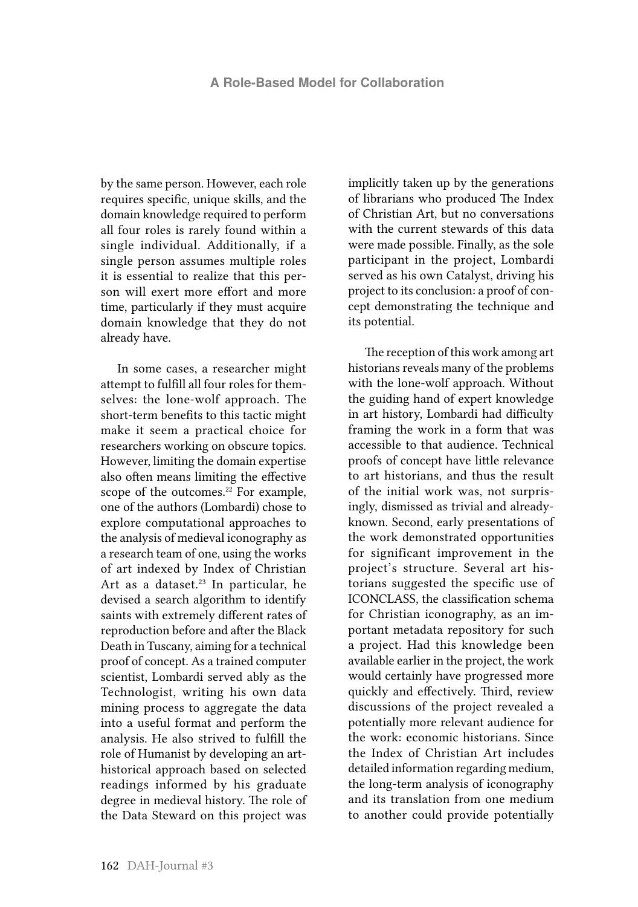by the same person. However, each role requires specific, unique skills, and the domain knowledge required to perform all four roles is rarely found within a single individual. Additionally, if a single person assumes multiple roles it is essential to realize that this person will exert more effort and more time, particularly if they must acquire domain knowledge that they do not already have.

In some cases, a researcher might attempt to fulfill all four roles for themselves: the lone-wolf approach. The short-term benefits to this tactic might make it seem a practical choice for researchers working on obscure topics. However, limiting the domain expertise also often means limiting the effective scope of the outcomes.[22] For example, one of the authors (Lombardi) chose to explore computational approaches to the analysis of medieval iconography as a research team of one, using the works of art indexed by Index of Christian Art as a dataset.[23] In particular, he devised a search algorithm to identify saints with extremely different rates of reproduction before and after the Black Death in Tuscany, aiming for a technical proof of concept. As a trained computer scientist, Lombardi served ably as the Technologist, writing his own data mining process to aggregate the data into a useful format and perform the analysis. He also strived to fulfill the role of Humanist by developing an art-historical approach based on selected readings informed by his graduate degree in medieval history. The role of the Data Steward on this project was implicitly taken up by the generations of librarians who produced The Index of Christian Art, but no conversations with the current stewards of this data were made possible. Finally, as the sole participant in the project, Lombardi served as his own Catalyst, driving his project to its conclusion: a proof of concept demonstrating the technique and its potential.

The reception of this work among art historians reveals many of the problems with the lone-wolf approach. Without the guiding hand of expert knowledge in art history, Lombardi had difficulty framing the work in a form that was accessible to that audience. Technical proofs of concept have little relevance to art historians, and thus the result of the initial work was, not surprisingly, dismissed as trivial and already-known. Second, early presentations of the work demonstrated opportunities for significant improvement in the project's structure. Several art historians suggested the specific use of ICONCLASS, the classification schema for Christian iconography, as an important metadata repository for such a project. Had this knowledge been available earlier in the project, the work would certainly have progressed more quickly and effectively. Third, review discussions of the project revealed a potentially more relevant audience for the work: economic historians. Since the Index of Christian Art includes detailed information regarding medium, the long-term analysis of iconography and its translation from one medium to another could provide potentially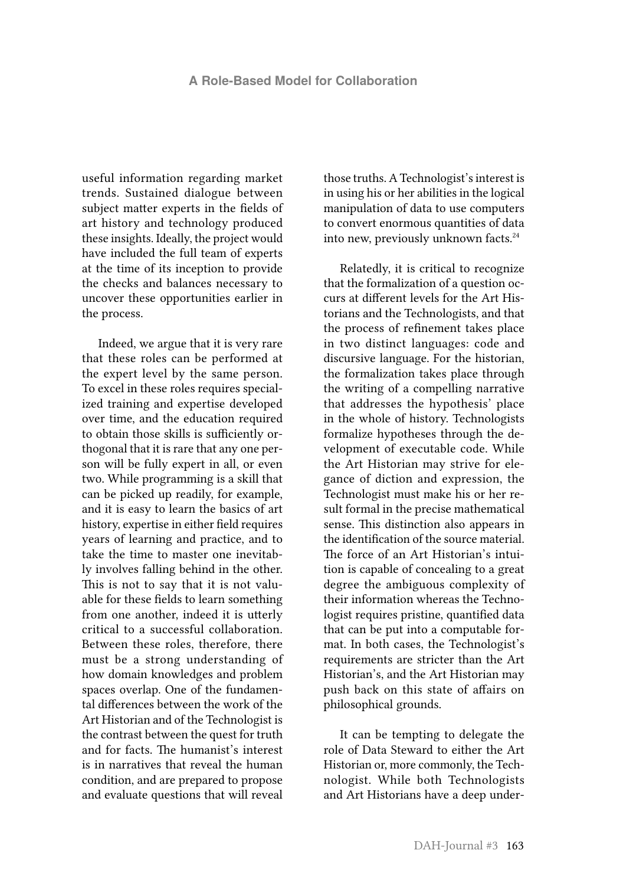useful information regarding market trends. Sustained dialogue between subject matter experts in the fields of art history and technology produced these insights. Ideally, the project would have included the full team of experts at the time of its inception to provide the checks and balances necessary to uncover these opportunities earlier in the process.

Indeed, we argue that it is very rare that these roles can be performed at the expert level by the same person. To excel in these roles requires specialized training and expertise developed over time, and the education required to obtain those skills is sufficiently orthogonal that it is rare that any one person will be fully expert in all, or even two. While programming is a skill that can be picked up readily, for example, and it is easy to learn the basics of art history, expertise in either field requires years of learning and practice, and to take the time to master one inevitably involves falling behind in the other. This is not to say that it is not valuable for these fields to learn something from one another, indeed it is utterly critical to a successful collaboration. Between these roles, therefore, there must be a strong understanding of how domain knowledges and problem spaces overlap. One of the fundamental differences between the work of the Art Historian and of the Technologist is the contrast between the quest for truth and for facts. The humanist's interest is in narratives that reveal the human condition, and are prepared to propose and evaluate questions that will reveal those truths. A Technologist's interest is in using his or her abilities in the logical manipulation of data to use computers to convert enormous quantities of data into new, previously unknown facts.[24]

Relatedly, it is critical to recognize that the formalization of a question occurs at different levels for the Art Historians and the Technologists, and that the process of refinement takes place in two distinct languages: code and discursive language. For the historian, the formalization takes place through the writing of a compelling narrative that addresses the hypothesis' place in the whole of history. Technologists formalize hypotheses through the development of executable code. While the Art Historian may strive for elegance of diction and expression, the Technologist must make his or her result formal in the precise mathematical sense. This distinction also appears in the identification of the source material. The force of an Art Historian's intuition is capable of concealing to a great degree the ambiguous complexity of their information whereas the Technologist requires pristine, quantified data that can be put into a computable format. In both cases, the Technologist's requirements are stricter than the Art Historian's, and the Art Historian may push back on this state of affairs on philosophical grounds.

It can be tempting to delegate the role of Data Steward to either the Art Historian or, more commonly, the Technologist. While both Technologists and Art Historians have a deep under-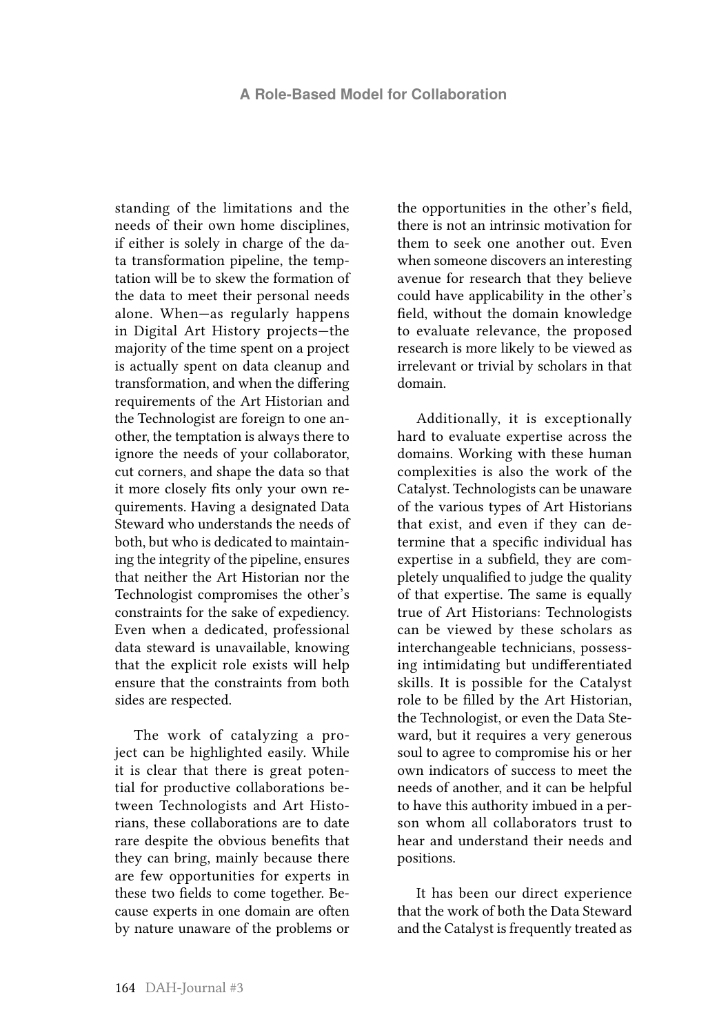standing of the limitations and the needs of their own home disciplines, if either is solely in charge of the data transformation pipeline, the temptation will be to skew the formation of the data to meet their personal needs alone. When—as regularly happens in Digital Art History projects—the majority of the time spent on a project is actually spent on data cleanup and transformation, and when the differing requirements of the Art Historian and the Technologist are foreign to one another, the temptation is always there to ignore the needs of your collaborator, cut corners, and shape the data so that it more closely fits only your own requirements. Having a designated Data Steward who understands the needs of both, but who is dedicated to maintaining the integrity of the pipeline, ensures that neither the Art Historian nor the Technologist compromises the other's constraints for the sake of expediency. Even when a dedicated, professional data steward is unavailable, knowing that the explicit role exists will help ensure that the constraints from both sides are respected.

The work of catalyzing a project can be highlighted easily. While it is clear that there is great potential for productive collaborations between Technologists and Art Historians, these collaborations are to date rare despite the obvious benefits that they can bring, mainly because there are few opportunities for experts in these two fields to come together. Because experts in one domain are often by nature unaware of the problems or the opportunities in the other's field, there is not an intrinsic motivation for them to seek one another out. Even when someone discovers an interesting avenue for research that they believe could have applicability in the other's field, without the domain knowledge to evaluate relevance, the proposed research is more likely to be viewed as irrelevant or trivial by scholars in that domain.

Additionally, it is exceptionally hard to evaluate expertise across the domains. Working with these human complexities is also the work of the Catalyst. Technologists can be unaware of the various types of Art Historians that exist, and even if they can determine that a specific individual has expertise in a subfield, they are completely unqualified to judge the quality of that expertise. The same is equally true of Art Historians: Technologists can be viewed by these scholars as interchangeable technicians, possessing intimidating but undifferentiated skills. It is possible for the Catalyst role to be filled by the Art Historian, the Technologist, or even the Data Steward, but it requires a very generous soul to agree to compromise his or her own indicators of success to meet the needs of another, and it can be helpful to have this authority imbued in a person whom all collaborators trust to hear and understand their needs and positions.

It has been our direct experience that the work of both the Data Steward and the Catalyst is frequently treated as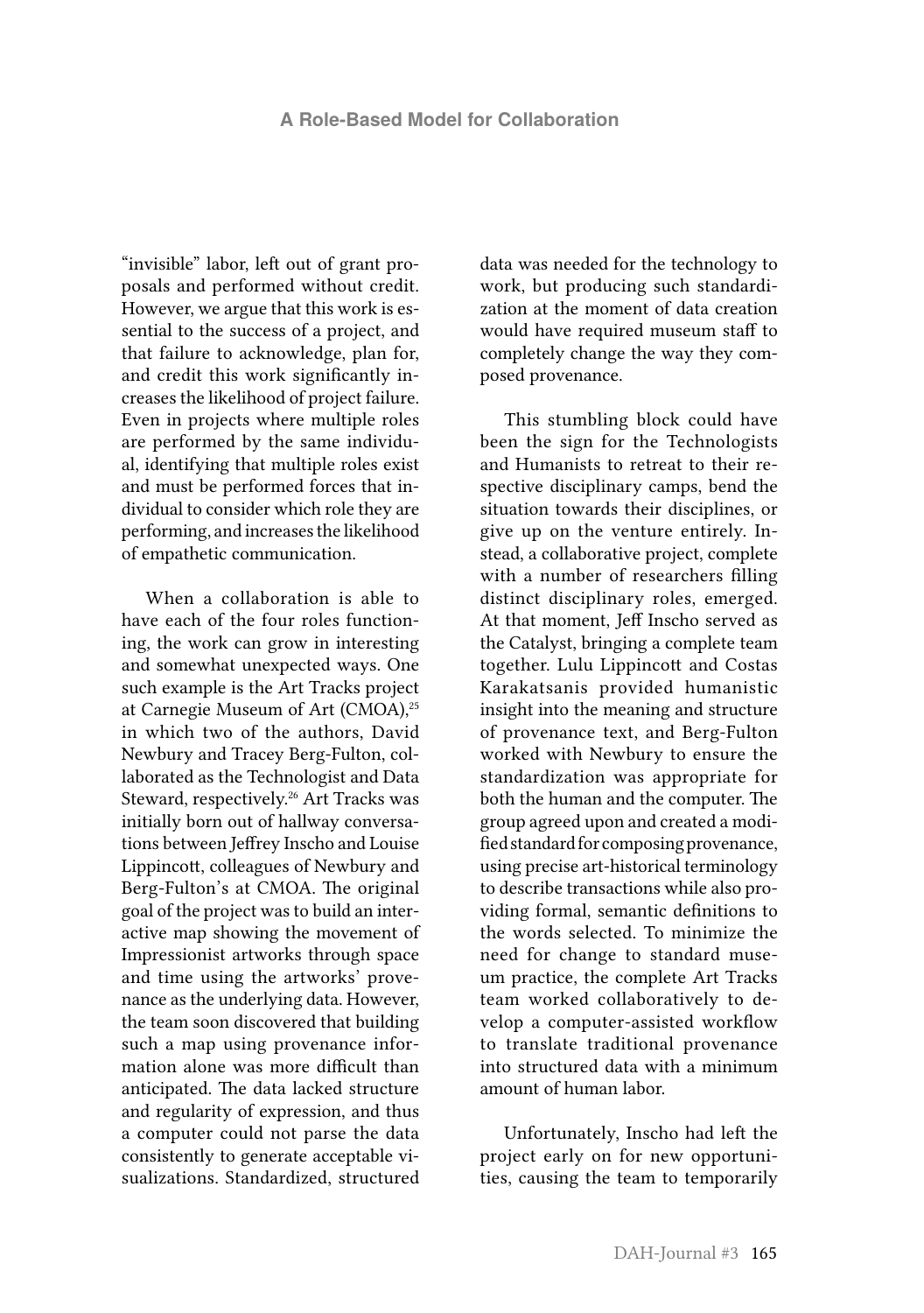"invisible" labor, left out of grant proposals and performed without credit. However, we argue that this work is essential to the success of a project, and that failure to acknowledge, plan for, and credit this work significantly increases the likelihood of project failure. Even in projects where multiple roles are performed by the same individual, identifying that multiple roles exist and must be performed forces that individual to consider which role they are performing, and increases the likelihood of empathetic communication.

When a collaboration is able to have each of the four roles functioning, the work can grow in interesting and somewhat unexpected ways. One such example is the Art Tracks project at Carnegie Museum of Art (CMOA),[25] in which two of the authors, David Newbury and Tracey Berg-Fulton, collaborated as the Technologist and Data Steward, respectively.[26] Art Tracks was initially born out of hallway conversations between Jeffrey Inscho and Louise Lippincott, colleagues of Newbury and Berg-Fulton's at CMOA. The original goal of the project was to build an interactive map showing the movement of Impressionist artworks through space and time using the artworks' provenance as the underlying data. However, the team soon discovered that building such a map using provenance information alone was more difficult than anticipated. The data lacked structure and regularity of expression, and thus a computer could not parse the data consistently to generate acceptable visualizations. Standardized, structured data was needed for the technology to work, but producing such standardization at the moment of data creation would have required museum staff to completely change the way they composed provenance.

This stumbling block could have been the sign for the Technologists and Humanists to retreat to their respective disciplinary camps, bend the situation towards their disciplines, or give up on the venture entirely. Instead, a collaborative project, complete with a number of researchers filling distinct disciplinary roles, emerged. At that moment, Jeff Inscho served as the Catalyst, bringing a complete team together. Lulu Lippincott and Costas Karakatsanis provided humanistic insight into the meaning and structure of provenance text, and Berg-Fulton worked with Newbury to ensure the standardization was appropriate for both the human and the computer. The group agreed upon and created a modified standard for composing provenance, using precise art-historical terminology to describe transactions while also providing formal, semantic definitions to the words selected. To minimize the need for change to standard museum practice, the complete Art Tracks team worked collaboratively to develop a computer-assisted workflow to translate traditional provenance into structured data with a minimum amount of human labor.

Unfortunately, Inscho had left the project early on for new opportunities, causing the team to temporarily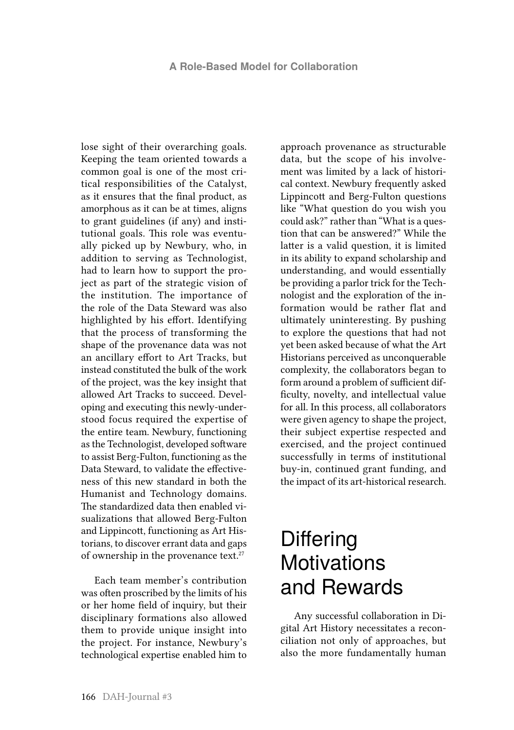lose sight of their overarching goals. Keeping the team oriented towards a common goal is one of the most critical responsibilities of the Catalyst, as it ensures that the final product, as amorphous as it can be at times, aligns to grant guidelines (if any) and institutional goals. This role was eventually picked up by Newbury, who, in addition to serving as Technologist, had to learn how to support the project as part of the strategic vision of the institution. The importance of the role of the Data Steward was also highlighted by his effort. Identifying that the process of transforming the shape of the provenance data was not an ancillary effort to Art Tracks, but instead constituted the bulk of the work of the project, was the key insight that allowed Art Tracks to succeed. Developing and executing this newly-understood focus required the expertise of the entire team. Newbury, functioning as the Technologist, developed software to assist Berg-Fulton, functioning as the Data Steward, to validate the effectiveness of this new standard in both the Humanist and Technology domains. The standardized data then enabled visualizations that allowed Berg-Fulton and Lippincott, functioning as Art Historians, to discover errant data and gaps of ownership in the provenance text.[27]

Each team member's contribution was often proscribed by the limits of his or her home field of inquiry, but their disciplinary formations also allowed them to provide unique insight into the project. For instance, Newbury's technological expertise enabled him to approach provenance as structurable data, but the scope of his involvement was limited by a lack of historical context. Newbury frequently asked Lippincott and Berg-Fulton questions like "What question do you wish you could ask?" rather than "What is a question that can be answered?" While the latter is a valid question, it is limited in its ability to expand scholarship and understanding, and would essentially be providing a parlor trick for the Technologist and the exploration of the information would be rather flat and ultimately uninteresting. By pushing to explore the questions that had not yet been asked because of what the Art Historians perceived as unconquerable complexity, the collaborators began to form around a problem of sufficient difficulty, novelty, and intellectual value for all. In this process, all collaborators were given agency to shape the project, their subject expertise respected and exercised, and the project continued successfully in terms of institutional buy-in, continued grant funding, and the impact of its art-historical research.

## Differing Motivations and Rewards

Any successful collaboration in Digital Art History necessitates a reconciliation not only of approaches, but also the more fundamentally human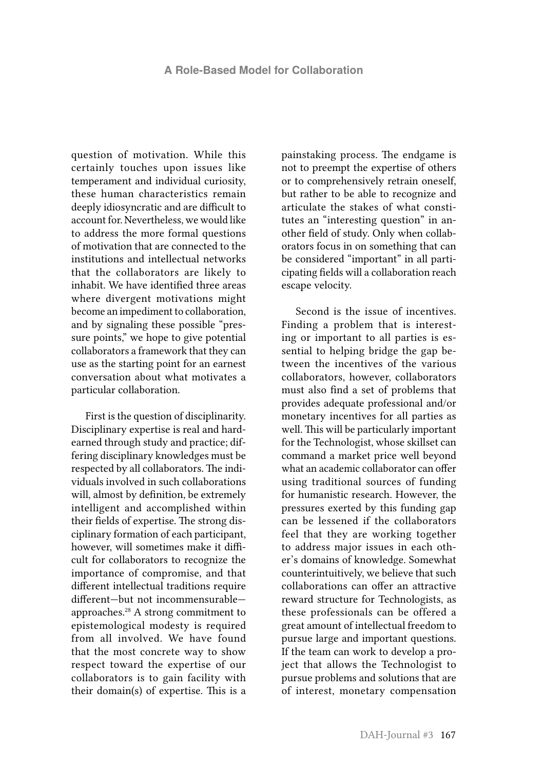question of motivation. While this certainly touches upon issues like temperament and individual curiosity, these human characteristics remain deeply idiosyncratic and are difficult to account for. Nevertheless, we would like to address the more formal questions of motivation that are connected to the institutions and intellectual networks that the collaborators are likely to inhabit. We have identified three areas where divergent motivations might become an impediment to collaboration, and by signaling these possible "pressure points," we hope to give potential collaborators a framework that they can use as the starting point for an earnest conversation about what motivates a particular collaboration.

First is the question of disciplinarity. Disciplinary expertise is real and hard-earned through study and practice; differing disciplinary knowledges must be respected by all collaborators. The individuals involved in such collaborations will, almost by definition, be extremely intelligent and accomplished within their fields of expertise. The strong disciplinary formation of each participant, however, will sometimes make it difficult for collaborators to recognize the importance of compromise, and that different intellectual traditions require different—but not incommensurable—approaches.[28] A strong commitment to epistemological modesty is required from all involved. We have found that the most concrete way to show respect toward the expertise of our collaborators is to gain facility with their domain(s) of expertise. This is a painstaking process. The endgame is not to preempt the expertise of others or to comprehensively retrain oneself, but rather to be able to recognize and articulate the stakes of what constitutes an "interesting question" in another field of study. Only when collaborators focus in on something that can be considered "important" in all participating fields will a collaboration reach escape velocity.

Second is the issue of incentives. Finding a problem that is interesting or important to all parties is essential to helping bridge the gap between the incentives of the various collaborators, however, collaborators must also find a set of problems that provides adequate professional and/or monetary incentives for all parties as well. This will be particularly important for the Technologist, whose skillset can command a market price well beyond what an academic collaborator can offer using traditional sources of funding for humanistic research. However, the pressures exerted by this funding gap can be lessened if the collaborators feel that they are working together to address major issues in each other's domains of knowledge. Somewhat counterintuitively, we believe that such collaborations can offer an attractive reward structure for Technologists, as these professionals can be offered a great amount of intellectual freedom to pursue large and important questions. If the team can work to develop a project that allows the Technologist to pursue problems and solutions that are of interest, monetary compensation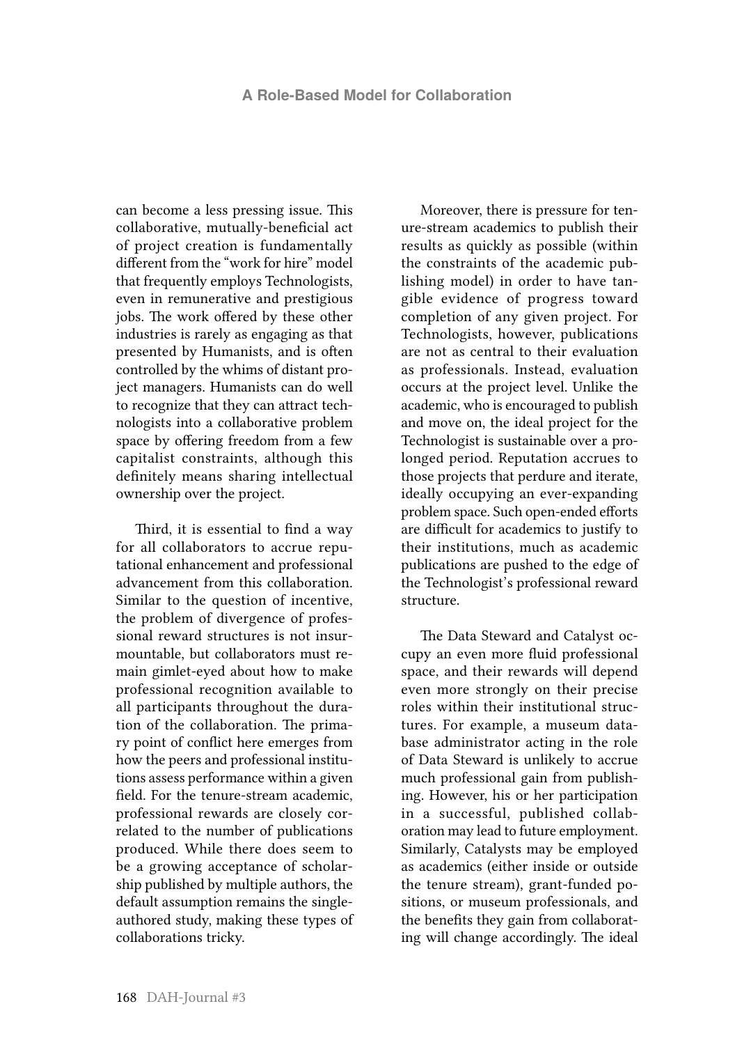can become a less pressing issue. This collaborative, mutually-beneficial act of project creation is fundamentally different from the "work for hire" model that frequently employs Technologists, even in remunerative and prestigious jobs. The work offered by these other industries is rarely as engaging as that presented by Humanists, and is often controlled by the whims of distant project managers. Humanists can do well to recognize that they can attract technologists into a collaborative problem space by offering freedom from a few capitalist constraints, although this definitely means sharing intellectual ownership over the project.

Third, it is essential to find a way for all collaborators to accrue reputational enhancement and professional advancement from this collaboration. Similar to the question of incentive, the problem of divergence of professional reward structures is not insurmountable, but collaborators must remain gimlet-eyed about how to make professional recognition available to all participants throughout the duration of the collaboration. The primary point of conflict here emerges from how the peers and professional institutions assess performance within a given field. For the tenure-stream academic, professional rewards are closely correlated to the number of publications produced. While there does seem to be a growing acceptance of scholarship published by multiple authors, the default assumption remains the single-authored study, making these types of collaborations tricky.

Moreover, there is pressure for tenure-stream academics to publish their results as quickly as possible (within the constraints of the academic publishing model) in order to have tangible evidence of progress toward completion of any given project. For Technologists, however, publications are not as central to their evaluation as professionals. Instead, evaluation occurs at the project level. Unlike the academic, who is encouraged to publish and move on, the ideal project for the Technologist is sustainable over a prolonged period. Reputation accrues to those projects that perdure and iterate, ideally occupying an ever-expanding problem space. Such open-ended efforts are difficult for academics to justify to their institutions, much as academic publications are pushed to the edge of the Technologist's professional reward structure.

The Data Steward and Catalyst occupy an even more fluid professional space, and their rewards will depend even more strongly on their precise roles within their institutional structures. For example, a museum database administrator acting in the role of Data Steward is unlikely to accrue much professional gain from publishing. However, his or her participation in a successful, published collaboration may lead to future employment. Similarly, Catalysts may be employed as academics (either inside or outside the tenure stream), grant-funded positions, or museum professionals, and the benefits they gain from collaborating will change accordingly. The ideal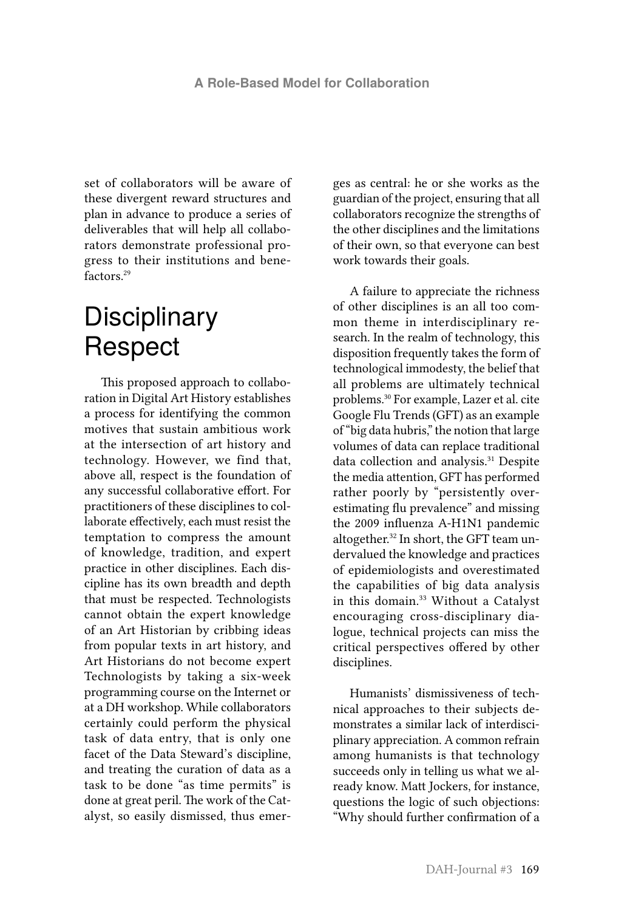set of collaborators will be aware of these divergent reward structures and plan in advance to produce a series of deliverables that will help all collaborators demonstrate professional progress to their institutions and benefactors.[29]

## Disciplinary Respect

This proposed approach to collaboration in Digital Art History establishes a process for identifying the common motives that sustain ambitious work at the intersection of art history and technology. However, we find that, above all, respect is the foundation of any successful collaborative effort. For practitioners of these disciplines to collaborate effectively, each must resist the temptation to compress the amount of knowledge, tradition, and expert practice in other disciplines. Each discipline has its own breadth and depth that must be respected. Technologists cannot obtain the expert knowledge of an Art Historian by cribbing ideas from popular texts in art history, and Art Historians do not become expert Technologists by taking a six-week programming course on the Internet or at a DH workshop. While collaborators certainly could perform the physical task of data entry, that is only one facet of the Data Steward's discipline, and treating the curation of data as a task to be done "as time permits" is done at great peril. The work of the Catalyst, so easily dismissed, thus emerges as central: he or she works as the guardian of the project, ensuring that all collaborators recognize the strengths of the other disciplines and the limitations of their own, so that everyone can best work towards their goals.

A failure to appreciate the richness of other disciplines is an all too common theme in interdisciplinary research. In the realm of technology, this disposition frequently takes the form of technological immodesty, the belief that all problems are ultimately technical problems.[30] For example, Lazer et al. cite Google Flu Trends (GFT) as an example of "big data hubris," the notion that large volumes of data can replace traditional data collection and analysis.[31] Despite the media attention, GFT has performed rather poorly by "persistently overestimating flu prevalence" and missing the 2009 influenza A-H1N1 pandemic altogether.[32] In short, the GFT team undervalued the knowledge and practices of epidemiologists and overestimated the capabilities of big data analysis in this domain.[33] Without a Catalyst encouraging cross-disciplinary dialogue, technical projects can miss the critical perspectives offered by other disciplines.

Humanists' dismissiveness of technical approaches to their subjects demonstrates a similar lack of interdisciplinary appreciation. A common refrain among humanists is that technology succeeds only in telling us what we already know. Matt Jockers, for instance, questions the logic of such objections: "Why should further confirmation of a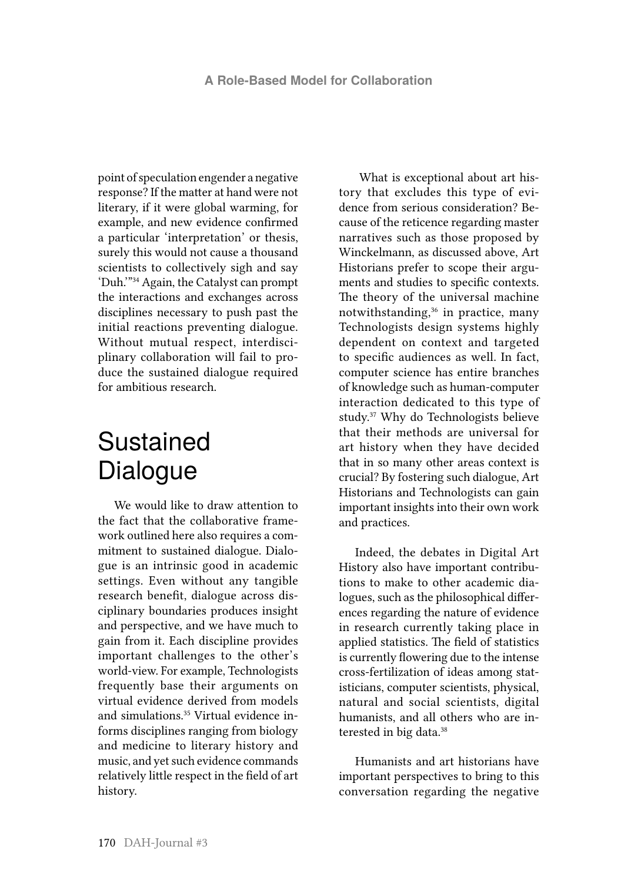point of speculation engender a negative response? If the matter at hand were not literary, if it were global warming, for example, and new evidence confirmed a particular 'interpretation' or thesis, surely this would not cause a thousand scientists to collectively sigh and say 'Duh.'"[34] Again, the Catalyst can prompt the interactions and exchanges across disciplines necessary to push past the initial reactions preventing dialogue. Without mutual respect, interdisciplinary collaboration will fail to produce the sustained dialogue required for ambitious research.

# Sustained Dialogue

We would like to draw attention to the fact that the collaborative framework outlined here also requires a commitment to sustained dialogue. Dialogue is an intrinsic good in academic settings. Even without any tangible research benefit, dialogue across disciplinary boundaries produces insight and perspective, and we have much to gain from it. Each discipline provides important challenges to the other's world-view. For example, Technologists frequently base their arguments on virtual evidence derived from models and simulations.[35] Virtual evidence informs disciplines ranging from biology and medicine to literary history and music, and yet such evidence commands relatively little respect in the field of art history.

What is exceptional about art history that excludes this type of evidence from serious consideration? Because of the reticence regarding master narratives such as those proposed by Winckelmann, as discussed above, Art Historians prefer to scope their arguments and studies to specific contexts. The theory of the universal machine notwithstanding,[36] in practice, many Technologists design systems highly dependent on context and targeted to specific audiences as well. In fact, computer science has entire branches of knowledge such as human-computer interaction dedicated to this type of study.[37] Why do Technologists believe that their methods are universal for art history when they have decided that in so many other areas context is crucial? By fostering such dialogue, Art Historians and Technologists can gain important insights into their own work and practices.

Indeed, the debates in Digital Art History also have important contributions to make to other academic dialogues, such as the philosophical differences regarding the nature of evidence in research currently taking place in applied statistics. The field of statistics is currently flowering due to the intense cross-fertilization of ideas among statisticians, computer scientists, physical, natural and social scientists, digital humanists, and all others who are interested in big data.[38]

Humanists and art historians have important perspectives to bring to this conversation regarding the negative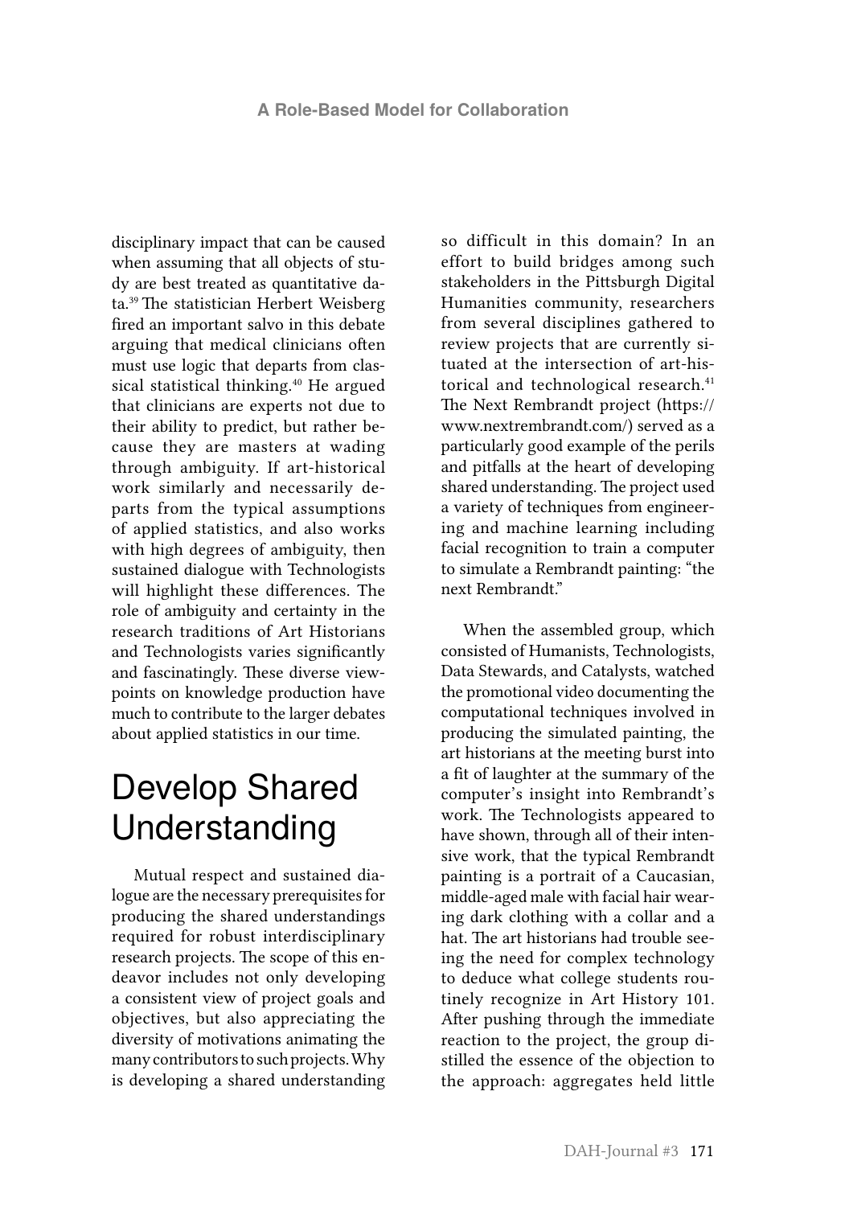disciplinary impact that can be caused when assuming that all objects of study are best treated as quantitative data.[39] The statistician Herbert Weisberg fired an important salvo in this debate arguing that medical clinicians often must use logic that departs from classical statistical thinking.[40] He argued that clinicians are experts not due to their ability to predict, but rather because they are masters at wading through ambiguity. If art-historical work similarly and necessarily departs from the typical assumptions of applied statistics, and also works with high degrees of ambiguity, then sustained dialogue with Technologists will highlight these differences. The role of ambiguity and certainty in the research traditions of Art Historians and Technologists varies significantly and fascinatingly. These diverse viewpoints on knowledge production have much to contribute to the larger debates about applied statistics in our time.

## Develop Shared Understanding

Mutual respect and sustained dialogue are the necessary prerequisites for producing the shared understandings required for robust interdisciplinary research projects. The scope of this endeavor includes not only developing a consistent view of project goals and objectives, but also appreciating the diversity of motivations animating the many contributors to such projects. Why is developing a shared understanding so difficult in this domain? In an effort to build bridges among such stakeholders in the Pittsburgh Digital Humanities community, researchers from several disciplines gathered to review projects that are currently situated at the intersection of art-historical and technological research.[41] The Next Rembrandt project (https://www.nextrembrandt.com/) served as a particularly good example of the perils and pitfalls at the heart of developing shared understanding. The project used a variety of techniques from engineering and machine learning including facial recognition to train a computer to simulate a Rembrandt painting: "the next Rembrandt."

When the assembled group, which consisted of Humanists, Technologists, Data Stewards, and Catalysts, watched the promotional video documenting the computational techniques involved in producing the simulated painting, the art historians at the meeting burst into a fit of laughter at the summary of the computer's insight into Rembrandt's work. The Technologists appeared to have shown, through all of their intensive work, that the typical Rembrandt painting is a portrait of a Caucasian, middle-aged male with facial hair wearing dark clothing with a collar and a hat. The art historians had trouble seeing the need for complex technology to deduce what college students routinely recognize in Art History 101. After pushing through the immediate reaction to the project, the group distilled the essence of the objection to the approach: aggregates held little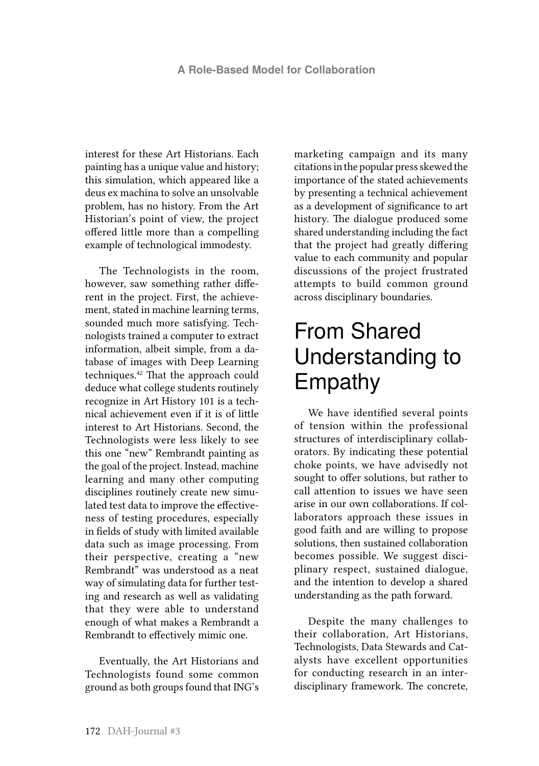interest for these Art Historians. Each painting has a unique value and history; this simulation, which appeared like a deus ex machina to solve an unsolvable problem, has no history. From the Art Historian's point of view, the project offered little more than a compelling example of technological immodesty.

The Technologists in the room, however, saw something rather different in the project. First, the achievement, stated in machine learning terms, sounded much more satisfying. Technologists trained a computer to extract information, albeit simple, from a database of images with Deep Learning techniques.[42] That the approach could deduce what college students routinely recognize in Art History 101 is a technical achievement even if it is of little interest to Art Historians. Second, the Technologists were less likely to see this one "new" Rembrandt painting as the goal of the project. Instead, machine learning and many other computing disciplines routinely create new simulated test data to improve the effectiveness of testing procedures, especially in fields of study with limited available data such as image processing. From their perspective, creating a "new Rembrandt" was understood as a neat way of simulating data for further testing and research as well as validating that they were able to understand enough of what makes a Rembrandt a Rembrandt to effectively mimic one.

Eventually, the Art Historians and Technologists found some common ground as both groups found that ING's marketing campaign and its many citations in the popular press skewed the importance of the stated achievements by presenting a technical achievement as a development of significance to art history. The dialogue produced some shared understanding including the fact that the project had greatly differing value to each community and popular discussions of the project frustrated attempts to build common ground across disciplinary boundaries.

# From Shared Understanding to Empathy

We have identified several points of tension within the professional structures of interdisciplinary collaborators. By indicating these potential choke points, we have advisedly not sought to offer solutions, but rather to call attention to issues we have seen arise in our own collaborations. If collaborators approach these issues in good faith and are willing to propose solutions, then sustained collaboration becomes possible. We suggest disciplinary respect, sustained dialogue, and the intention to develop a shared understanding as the path forward.

Despite the many challenges to their collaboration, Art Historians, Technologists, Data Stewards and Catalysts have excellent opportunities for conducting research in an interdisciplinary framework. The concrete,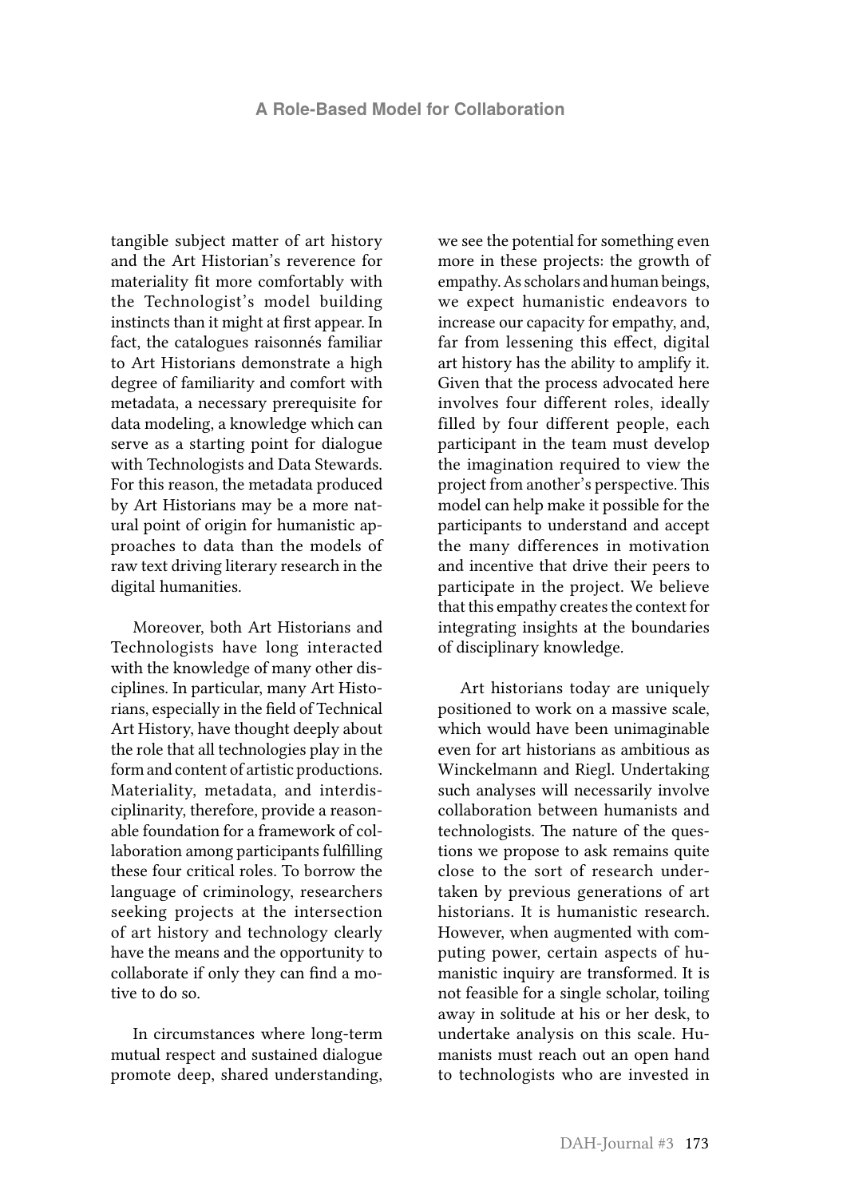tangible subject matter of art history and the Art Historian's reverence for materiality fit more comfortably with the Technologist's model building instincts than it might at first appear. In fact, the catalogues raisonnés familiar to Art Historians demonstrate a high degree of familiarity and comfort with metadata, a necessary prerequisite for data modeling, a knowledge which can serve as a starting point for dialogue with Technologists and Data Stewards. For this reason, the metadata produced by Art Historians may be a more natural point of origin for humanistic approaches to data than the models of raw text driving literary research in the digital humanities.

Moreover, both Art Historians and Technologists have long interacted with the knowledge of many other disciplines. In particular, many Art Historians, especially in the field of Technical Art History, have thought deeply about the role that all technologies play in the form and content of artistic productions. Materiality, metadata, and interdisciplinarity, therefore, provide a reasonable foundation for a framework of collaboration among participants fulfilling these four critical roles. To borrow the language of criminology, researchers seeking projects at the intersection of art history and technology clearly have the means and the opportunity to collaborate if only they can find a motive to do so.

In circumstances where long-term mutual respect and sustained dialogue promote deep, shared understanding, we see the potential for something even more in these projects: the growth of empathy. As scholars and human beings, we expect humanistic endeavors to increase our capacity for empathy, and, far from lessening this effect, digital art history has the ability to amplify it. Given that the process advocated here involves four different roles, ideally filled by four different people, each participant in the team must develop the imagination required to view the project from another's perspective. This model can help make it possible for the participants to understand and accept the many differences in motivation and incentive that drive their peers to participate in the project. We believe that this empathy creates the context for integrating insights at the boundaries of disciplinary knowledge.

Art historians today are uniquely positioned to work on a massive scale, which would have been unimaginable even for art historians as ambitious as Winckelmann and Riegl. Undertaking such analyses will necessarily involve collaboration between humanists and technologists. The nature of the questions we propose to ask remains quite close to the sort of research undertaken by previous generations of art historians. It is humanistic research. However, when augmented with computing power, certain aspects of humanistic inquiry are transformed. It is not feasible for a single scholar, toiling away in solitude at his or her desk, to undertake analysis on this scale. Humanists must reach out an open hand to technologists who are invested in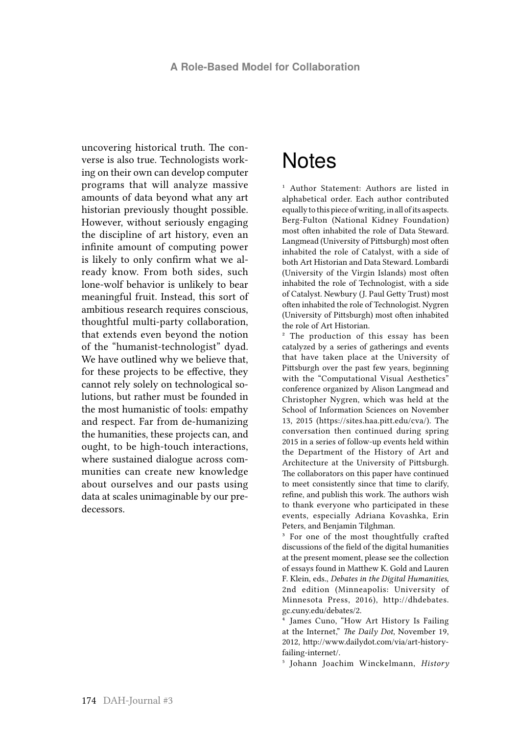uncovering historical truth. The converse is also true. Technologists working on their own can develop computer programs that will analyze massive amounts of data beyond what any art historian previously thought possible. However, without seriously engaging the discipline of art history, even an infinite amount of computing power is likely to only confirm what we already know. From both sides, such lone-wolf behavior is unlikely to bear meaningful fruit. Instead, this sort of ambitious research requires conscious, thoughtful multi-party collaboration, that extends even beyond the notion of the "humanist-technologist" dyad. We have outlined why we believe that, for these projects to be effective, they cannot rely solely on technological solutions, but rather must be founded in the most humanistic of tools: empathy and respect. Far from de-humanizing the humanities, these projects can, and ought, to be high-touch interactions, where sustained dialogue across communities can create new knowledge about ourselves and our pasts using data at scales unimaginable by our predecessors.

# Notes

[1] Author Statement: Authors are listed in alphabetical order. Each author contributed equally to this piece of writing, in all of its aspects. Berg-Fulton (National Kidney Foundation) most often inhabited the role of Data Steward. Langmead (University of Pittsburgh) most often inhabited the role of Catalyst, with a side of both Art Historian and Data Steward. Lombardi (University of the Virgin Islands) most often inhabited the role of Technologist, with a side of Catalyst. Newbury (J. Paul Getty Trust) most often inhabited the role of Technologist. Nygren (University of Pittsburgh) most often inhabited the role of Art Historian.

[2] The production of this essay has been catalyzed by a series of gatherings and events that have taken place at the University of Pittsburgh over the past few years, beginning with the "Computational Visual Aesthetics" conference organized by Alison Langmead and Christopher Nygren, which was held at the School of Information Sciences on November 13, 2015 (https://sites.haa.pitt.edu/cva/). The conversation then continued during spring 2015 in a series of follow-up events held within the Department of the History of Art and Architecture at the University of Pittsburgh. The collaborators on this paper have continued to meet consistently since that time to clarify, refine, and publish this work. The authors wish to thank everyone who participated in these events, especially Adriana Kovashka, Erin Peters, and Benjamin Tilghman.

[3] For one of the most thoughtfully crafted discussions of the field of the digital humanities at the present moment, please see the collection of essays found in Matthew K. Gold and Lauren F. Klein, eds., *Debates in the Digital Humanities*, 2nd edition (Minneapolis: University of Minnesota Press, 2016), http://dhdebates.gc.cuny.edu/debates/2.

[4] James Cuno, "How Art History Is Failing at the Internet," *The Daily Dot*, November 19, 2012, http://www.dailydot.com/via/art-history-failing-internet/.

[5] Johann Joachim Winckelmann, *History*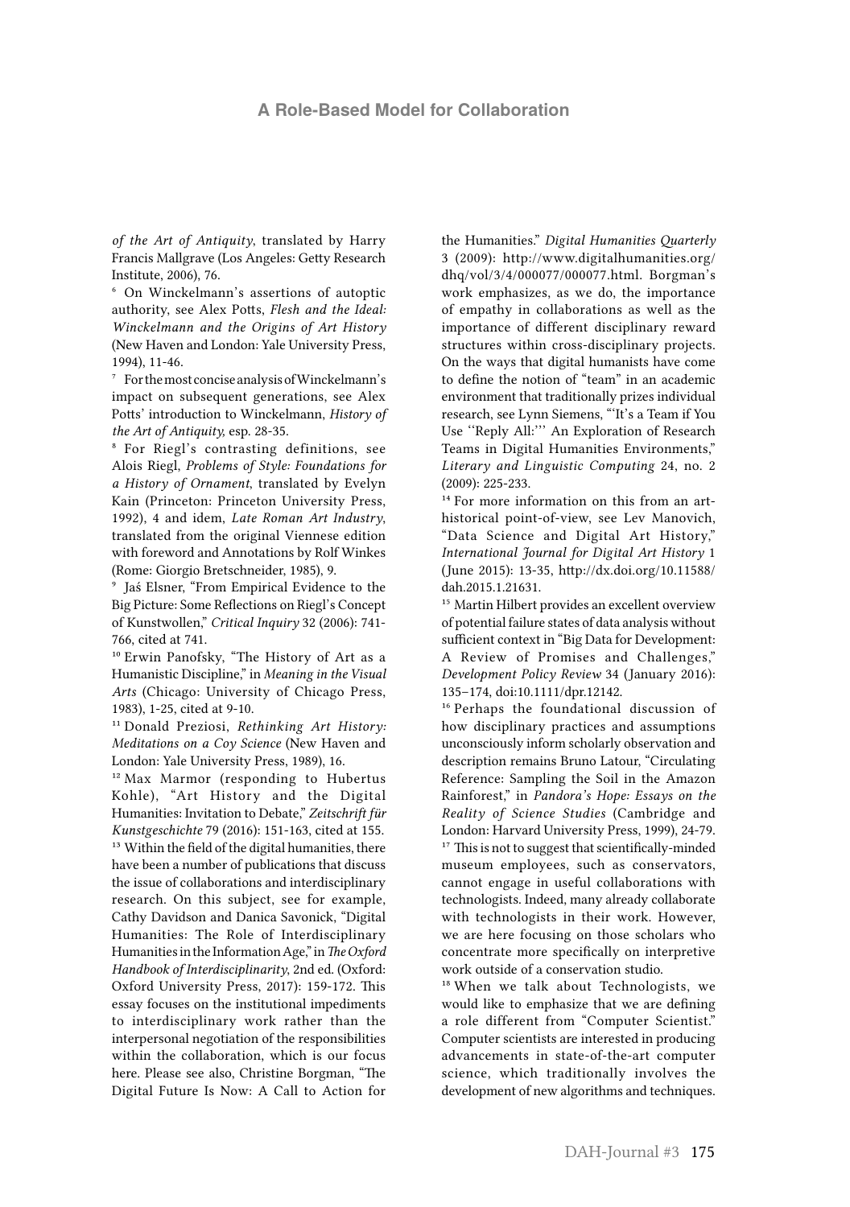*of the Art of Antiquity*, translated by Harry Francis Mallgrave (Los Angeles: Getty Research Institute, 2006), 76.

[6] On Winckelmann's assertions of autoptic authority, see Alex Potts, *Flesh and the Ideal: Winckelmann and the Origins of Art History* (New Haven and London: Yale University Press, 1994), 11-46.

[7] For the most concise analysis of Winckelmann's impact on subsequent generations, see Alex Potts' introduction to Winckelmann, *History of the Art of Antiquity,* esp. 28-35.

[8] For Riegl's contrasting definitions, see Alois Riegl, *Problems of Style: Foundations for a History of Ornament*, translated by Evelyn Kain (Princeton: Princeton University Press, 1992), 4 and idem, *Late Roman Art Industry*, translated from the original Viennese edition with foreword and Annotations by Rolf Winkes (Rome: Giorgio Bretschneider, 1985), 9.

[9] Jaś Elsner, "From Empirical Evidence to the Big Picture: Some Reflections on Riegl's Concept of Kunstwollen," *Critical Inquiry* 32 (2006): 741-766, cited at 741.

[10] Erwin Panofsky, "The History of Art as a Humanistic Discipline," in *Meaning in the Visual Arts* (Chicago: University of Chicago Press, 1983), 1-25, cited at 9-10.

[11] Donald Preziosi, *Rethinking Art History: Meditations on a Coy Science* (New Haven and London: Yale University Press, 1989), 16.

[12] Max Marmor (responding to Hubertus Kohle), "Art History and the Digital Humanities: Invitation to Debate," *Zeitschrift für Kunstgeschichte* 79 (2016): 151-163, cited at 155.

[13] Within the field of the digital humanities, there have been a number of publications that discuss the issue of collaborations and interdisciplinary research. On this subject, see for example, Cathy Davidson and Danica Savonick, "Digital Humanities: The Role of Interdisciplinary Humanities in the Information Age," in *The Oxford Handbook of Interdisciplinarity*, 2nd ed. (Oxford: Oxford University Press, 2017): 159-172. This essay focuses on the institutional impediments to interdisciplinary work rather than the interpersonal negotiation of the responsibilities within the collaboration, which is our focus here. Please see also, Christine Borgman, "The Digital Future Is Now: A Call to Action for the Humanities." *Digital Humanities Quarterly* 3 (2009): http://www.digitalhumanities.org/dhq/vol/3/4/000077/000077.html. Borgman's work emphasizes, as we do, the importance of empathy in collaborations as well as the importance of different disciplinary reward structures within cross-disciplinary projects. On the ways that digital humanists have come to define the notion of "team" in an academic environment that traditionally prizes individual research, see Lynn Siemens, "'It's a Team if You Use ''Reply All:''' An Exploration of Research Teams in Digital Humanities Environments," *Literary and Linguistic Computing* 24, no. 2 (2009): 225-233.

[14] For more information on this from an art-historical point-of-view, see Lev Manovich, "Data Science and Digital Art History," *International Journal for Digital Art History* 1 (June 2015): 13-35, http://dx.doi.org/10.11588/dah.2015.1.21631.

[15] Martin Hilbert provides an excellent overview of potential failure states of data analysis without sufficient context in "Big Data for Development: A Review of Promises and Challenges," *Development Policy Review* 34 (January 2016): 135–174, doi:10.1111/dpr.12142.

[16] Perhaps the foundational discussion of how disciplinary practices and assumptions unconsciously inform scholarly observation and description remains Bruno Latour, "Circulating Reference: Sampling the Soil in the Amazon Rainforest," in *Pandora's Hope: Essays on the Reality of Science Studies* (Cambridge and London: Harvard University Press, 1999), 24-79.

[17] This is not to suggest that scientifically-minded museum employees, such as conservators, cannot engage in useful collaborations with technologists. Indeed, many already collaborate with technologists in their work. However, we are here focusing on those scholars who concentrate more specifically on interpretive work outside of a conservation studio.

[18] When we talk about Technologists, we would like to emphasize that we are defining a role different from "Computer Scientist." Computer scientists are interested in producing advancements in state-of-the-art computer science, which traditionally involves the development of new algorithms and techniques.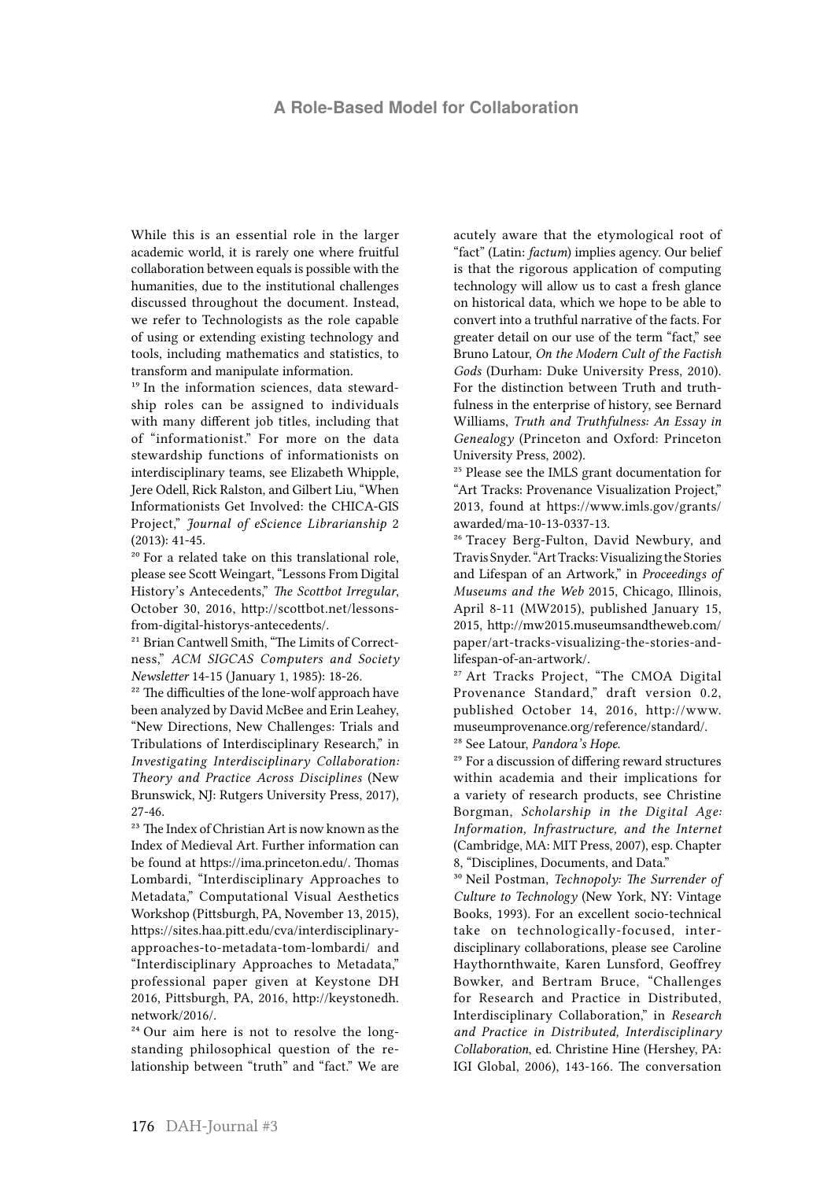While this is an essential role in the larger academic world, it is rarely one where fruitful collaboration between equals is possible with the humanities, due to the institutional challenges discussed throughout the document. Instead, we refer to Technologists as the role capable of using or extending existing technology and tools, including mathematics and statistics, to transform and manipulate information.

[19] In the information sciences, data stewardship roles can be assigned to individuals with many different job titles, including that of "informationist." For more on the data stewardship functions of informationists on interdisciplinary teams, see Elizabeth Whipple, Jere Odell, Rick Ralston, and Gilbert Liu, "When Informationists Get Involved: the CHICA-GIS Project," *Journal of eScience Librarianship* 2 (2013): 41-45.

[20] For a related take on this translational role, please see Scott Weingart, "Lessons From Digital History's Antecedents," *The Scottbot Irregular*, October 30, 2016, http://scottbot.net/lessons-from-digital-historys-antecedents/.

[21] Brian Cantwell Smith, "The Limits of Correctness," *ACM SIGCAS Computers and Society Newsletter* 14-15 (January 1, 1985): 18-26.

[22] The difficulties of the lone-wolf approach have been analyzed by David McBee and Erin Leahey, "New Directions, New Challenges: Trials and Tribulations of Interdisciplinary Research," in *Investigating Interdisciplinary Collaboration: Theory and Practice Across Disciplines* (New Brunswick, NJ: Rutgers University Press, 2017), 27-46.

[23] The Index of Christian Art is now known as the Index of Medieval Art. Further information can be found at https://ima.princeton.edu/. Thomas Lombardi, "Interdisciplinary Approaches to Metadata," Computational Visual Aesthetics Workshop (Pittsburgh, PA, November 13, 2015), https://sites.haa.pitt.edu/cva/interdisciplinary-approaches-to-metadata-tom-lombardi/ and "Interdisciplinary Approaches to Metadata," professional paper given at Keystone DH 2016, Pittsburgh, PA, 2016, http://keystonedh.network/2016/.

[24] Our aim here is not to resolve the long-standing philosophical question of the relationship between "truth" and "fact." We are acutely aware that the etymological root of "fact" (Latin: *factum*) implies agency. Our belief is that the rigorous application of computing technology will allow us to cast a fresh glance on historical data, which we hope to be able to convert into a truthful narrative of the facts. For greater detail on our use of the term "fact," see Bruno Latour, *On the Modern Cult of the Factish Gods* (Durham: Duke University Press, 2010). For the distinction between Truth and truthfulness in the enterprise of history, see Bernard Williams, *Truth and Truthfulness: An Essay in Genealogy* (Princeton and Oxford: Princeton University Press, 2002).

[25] Please see the IMLS grant documentation for "Art Tracks: Provenance Visualization Project," 2013, found at https://www.imls.gov/grants/awarded/ma-10-13-0337-13.

[26] Tracey Berg-Fulton, David Newbury, and Travis Snyder. "Art Tracks: Visualizing the Stories and Lifespan of an Artwork," in *Proceedings of Museums and the Web* 2015, Chicago, Illinois, April 8-11 (MW2015), published January 15, 2015, http://mw2015.museumsandtheweb.com/paper/art-tracks-visualizing-the-stories-and-lifespan-of-an-artwork/.

[27] Art Tracks Project, "The CMOA Digital Provenance Standard," draft version 0.2, published October 14, 2016, http://www.museumprovenance.org/reference/standard/.

[28] See Latour, *Pandora's Hope*.

[29] For a discussion of differing reward structures within academia and their implications for a variety of research products, see Christine Borgman, *Scholarship in the Digital Age: Information, Infrastructure, and the Internet* (Cambridge, MA: MIT Press, 2007), esp. Chapter 8, "Disciplines, Documents, and Data."

[30] Neil Postman, *Technopoly: The Surrender of Culture to Technology* (New York, NY: Vintage Books, 1993). For an excellent socio-technical take on technologically-focused, interdisciplinary collaborations, please see Caroline Haythornthwaite, Karen Lunsford, Geoffrey Bowker, and Bertram Bruce, "Challenges for Research and Practice in Distributed, Interdisciplinary Collaboration," in *Research and Practice in Distributed, Interdisciplinary Collaboration*, ed. Christine Hine (Hershey, PA: IGI Global, 2006), 143-166. The conversation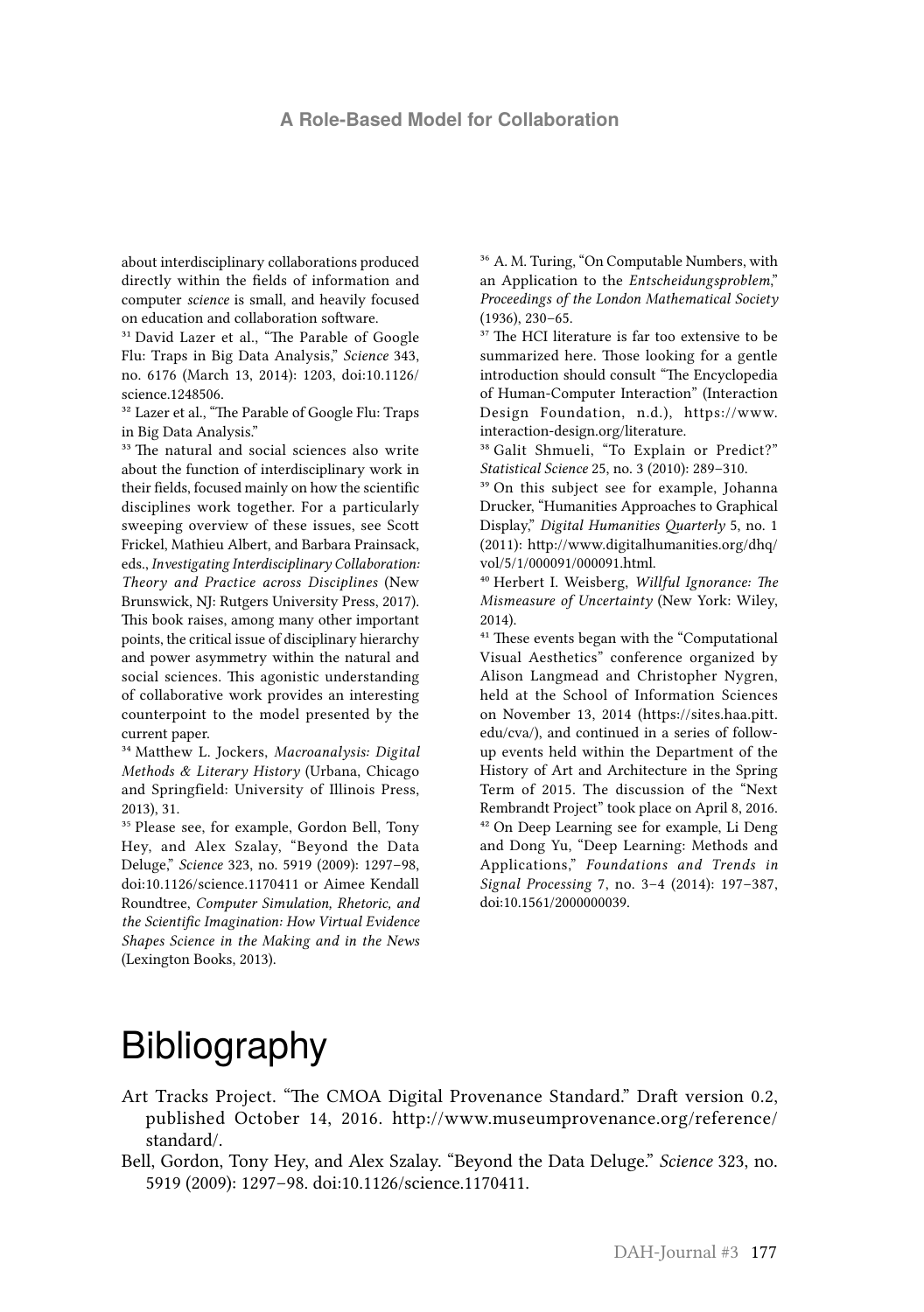about interdisciplinary collaborations produced directly within the fields of information and computer *science* is small, and heavily focused on education and collaboration software.

[31] David Lazer et al., "The Parable of Google Flu: Traps in Big Data Analysis," *Science* 343, no. 6176 (March 13, 2014): 1203, doi:10.1126/science.1248506.

[32] Lazer et al., "The Parable of Google Flu: Traps in Big Data Analysis."

[33] The natural and social sciences also write about the function of interdisciplinary work in their fields, focused mainly on how the scientific disciplines work together. For a particularly sweeping overview of these issues, see Scott Frickel, Mathieu Albert, and Barbara Prainsack, eds., *Investigating Interdisciplinary Collaboration: Theory and Practice across Disciplines* (New Brunswick, NJ: Rutgers University Press, 2017). This book raises, among many other important points, the critical issue of disciplinary hierarchy and power asymmetry within the natural and social sciences. This agonistic understanding of collaborative work provides an interesting counterpoint to the model presented by the current paper.

[34] Matthew L. Jockers, *Macroanalysis: Digital Methods & Literary History* (Urbana, Chicago and Springfield: University of Illinois Press, 2013), 31.

[35] Please see, for example, Gordon Bell, Tony Hey, and Alex Szalay, "Beyond the Data Deluge," *Science* 323, no. 5919 (2009): 1297–98, doi:10.1126/science.1170411 or Aimee Kendall Roundtree, *Computer Simulation, Rhetoric, and the Scientific Imagination: How Virtual Evidence Shapes Science in the Making and in the News* (Lexington Books, 2013).

[36] A. M. Turing, "On Computable Numbers, with an Application to the *Entscheidungsproblem*," *Proceedings of the London Mathematical Society* (1936), 230–65.

[37] The HCI literature is far too extensive to be summarized here. Those looking for a gentle introduction should consult "The Encyclopedia of Human-Computer Interaction" (Interaction Design Foundation, n.d.), https://www.interaction-design.org/literature.

[38] Galit Shmueli, "To Explain or Predict?" *Statistical Science* 25, no. 3 (2010): 289–310.

[39] On this subject see for example, Johanna Drucker, "Humanities Approaches to Graphical Display," *Digital Humanities Quarterly* 5, no. 1 (2011): http://www.digitalhumanities.org/dhq/vol/5/1/000091/000091.html.

[40] Herbert I. Weisberg, *Willful Ignorance: The Mismeasure of Uncertainty* (New York: Wiley, 2014).

[41] These events began with the "Computational Visual Aesthetics" conference organized by Alison Langmead and Christopher Nygren, held at the School of Information Sciences on November 13, 2014 (https://sites.haa.pitt.edu/cva/), and continued in a series of follow-up events held within the Department of the History of Art and Architecture in the Spring Term of 2015. The discussion of the "Next Rembrandt Project" took place on April 8, 2016.

[42] On Deep Learning see for example, Li Deng and Dong Yu, "Deep Learning: Methods and Applications," *Foundations and Trends in Signal Processing* 7, no. 3–4 (2014): 197–387, doi:10.1561/2000000039.

# Bibliography

Art Tracks Project. "The CMOA Digital Provenance Standard." Draft version 0.2, published October 14, 2016. http://www.museumprovenance.org/reference/standard/.

Bell, Gordon, Tony Hey, and Alex Szalay. "Beyond the Data Deluge." *Science* 323, no. 5919 (2009): 1297–98. doi:10.1126/science.1170411.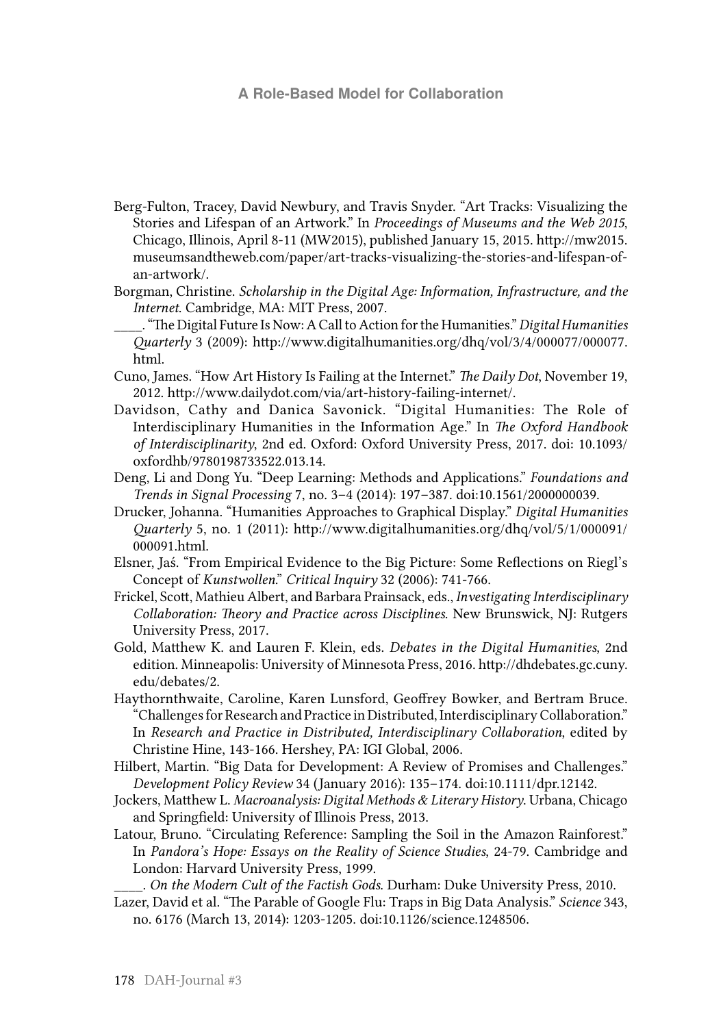Berg-Fulton, Tracey, David Newbury, and Travis Snyder. "Art Tracks: Visualizing the Stories and Lifespan of an Artwork." In *Proceedings of Museums and the Web 2015*, Chicago, Illinois, April 8-11 (MW2015), published January 15, 2015. http://mw2015.museumsandtheweb.com/paper/art-tracks-visualizing-the-stories-and-lifespan-of-an-artwork/.

Borgman, Christine. *Scholarship in the Digital Age: Information, Infrastructure, and the Internet*. Cambridge, MA: MIT Press, 2007.

____. "The Digital Future Is Now: A Call to Action for the Humanities." *Digital Humanities Quarterly* 3 (2009): http://www.digitalhumanities.org/dhq/vol/3/4/000077/000077.html.

Cuno, James. "How Art History Is Failing at the Internet." *The Daily Dot*, November 19, 2012. http://www.dailydot.com/via/art-history-failing-internet/.

Davidson, Cathy and Danica Savonick. "Digital Humanities: The Role of Interdisciplinary Humanities in the Information Age." In *The Oxford Handbook of Interdisciplinarity*, 2nd ed. Oxford: Oxford University Press, 2017. doi: 10.1093/oxfordhb/9780198733522.013.14.

Deng, Li and Dong Yu. "Deep Learning: Methods and Applications." *Foundations and Trends in Signal Processing* 7, no. 3–4 (2014): 197–387. doi:10.1561/2000000039.

Drucker, Johanna. "Humanities Approaches to Graphical Display." *Digital Humanities Quarterly* 5, no. 1 (2011): http://www.digitalhumanities.org/dhq/vol/5/1/000091/000091.html.

Elsner, Jaś. "From Empirical Evidence to the Big Picture: Some Reflections on Riegl's Concept of *Kunstwollen*." *Critical Inquiry* 32 (2006): 741-766.

Frickel, Scott, Mathieu Albert, and Barbara Prainsack, eds., *Investigating Interdisciplinary Collaboration: Theory and Practice across Disciplines*. New Brunswick, NJ: Rutgers University Press, 2017.

Gold, Matthew K. and Lauren F. Klein, eds. *Debates in the Digital Humanities*, 2nd edition. Minneapolis: University of Minnesota Press, 2016. http://dhdebates.gc.cuny.edu/debates/2.

Haythornthwaite, Caroline, Karen Lunsford, Geoffrey Bowker, and Bertram Bruce. "Challenges for Research and Practice in Distributed, Interdisciplinary Collaboration." In *Research and Practice in Distributed, Interdisciplinary Collaboration*, edited by Christine Hine, 143-166. Hershey, PA: IGI Global, 2006.

Hilbert, Martin. "Big Data for Development: A Review of Promises and Challenges." *Development Policy Review* 34 (January 2016): 135–174. doi:10.1111/dpr.12142.

Jockers, Matthew L. *Macroanalysis: Digital Methods & Literary History*. Urbana, Chicago and Springfield: University of Illinois Press, 2013.

Latour, Bruno. "Circulating Reference: Sampling the Soil in the Amazon Rainforest." In *Pandora's Hope: Essays on the Reality of Science Studies*, 24-79. Cambridge and London: Harvard University Press, 1999.

____. *On the Modern Cult of the Factish Gods*. Durham: Duke University Press, 2010.

Lazer, David et al. "The Parable of Google Flu: Traps in Big Data Analysis." *Science* 343, no. 6176 (March 13, 2014): 1203-1205. doi:10.1126/science.1248506.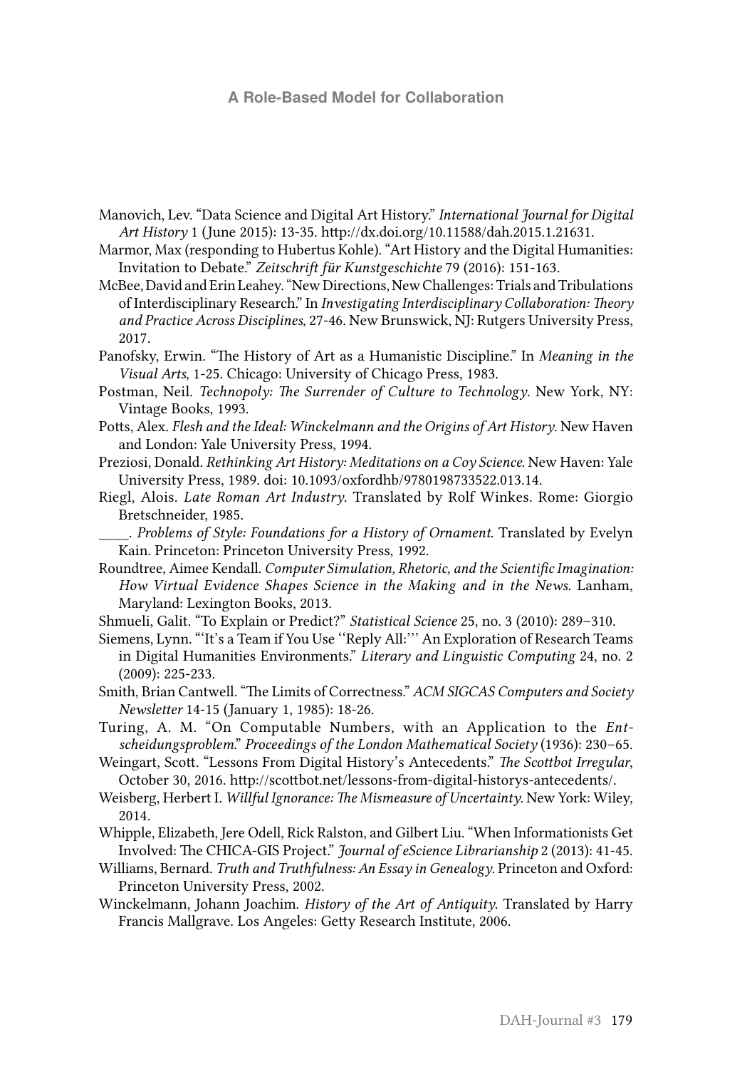Manovich, Lev. "Data Science and Digital Art History." *International Journal for Digital Art History* 1 (June 2015): 13-35. http://dx.doi.org/10.11588/dah.2015.1.21631.

Marmor, Max (responding to Hubertus Kohle). "Art History and the Digital Humanities: Invitation to Debate." *Zeitschrift für Kunstgeschichte* 79 (2016): 151-163.

McBee, David and Erin Leahey. "New Directions, New Challenges: Trials and Tribulations of Interdisciplinary Research." In *Investigating Interdisciplinary Collaboration: Theory and Practice Across Disciplines*, 27-46. New Brunswick, NJ: Rutgers University Press, 2017.

Panofsky, Erwin. "The History of Art as a Humanistic Discipline." In *Meaning in the Visual Arts*, 1-25. Chicago: University of Chicago Press, 1983.

Postman, Neil. *Technopoly: The Surrender of Culture to Technology*. New York, NY: Vintage Books, 1993.

Potts, Alex. *Flesh and the Ideal: Winckelmann and the Origins of Art History*. New Haven and London: Yale University Press, 1994.

Preziosi, Donald. *Rethinking Art History: Meditations on a Coy Science*. New Haven: Yale University Press, 1989. doi: 10.1093/oxfordhb/9780198733522.013.14.

Riegl, Alois. *Late Roman Art Industry*. Translated by Rolf Winkes. Rome: Giorgio Bretschneider, 1985.

____. *Problems of Style: Foundations for a History of Ornament*. Translated by Evelyn Kain. Princeton: Princeton University Press, 1992.

Roundtree, Aimee Kendall. *Computer Simulation, Rhetoric, and the Scientific Imagination: How Virtual Evidence Shapes Science in the Making and in the News*. Lanham, Maryland: Lexington Books, 2013.

Shmueli, Galit. "To Explain or Predict?" *Statistical Science* 25, no. 3 (2010): 289–310.

Siemens, Lynn. "'It's a Team if You Use ''Reply All:''' An Exploration of Research Teams in Digital Humanities Environments." *Literary and Linguistic Computing* 24, no. 2 (2009): 225-233.

Smith, Brian Cantwell. "The Limits of Correctness." *ACM SIGCAS Computers and Society Newsletter* 14-15 (January 1, 1985): 18-26.

Turing, A. M. "On Computable Numbers, with an Application to the *Entscheidungsproblem*." *Proceedings of the London Mathematical Society* (1936): 230–65.

Weingart, Scott. "Lessons From Digital History's Antecedents." *The Scottbot Irregular*, October 30, 2016. http://scottbot.net/lessons-from-digital-historys-antecedents/.

Weisberg, Herbert I. *Willful Ignorance: The Mismeasure of Uncertainty*. New York: Wiley, 2014.

Whipple, Elizabeth, Jere Odell, Rick Ralston, and Gilbert Liu. "When Informationists Get Involved: The CHICA-GIS Project." *Journal of eScience Librarianship* 2 (2013): 41-45.

Williams, Bernard. *Truth and Truthfulness: An Essay in Genealogy*. Princeton and Oxford: Princeton University Press, 2002.

Winckelmann, Johann Joachim. *History of the Art of Antiquity*. Translated by Harry Francis Mallgrave. Los Angeles: Getty Research Institute, 2006.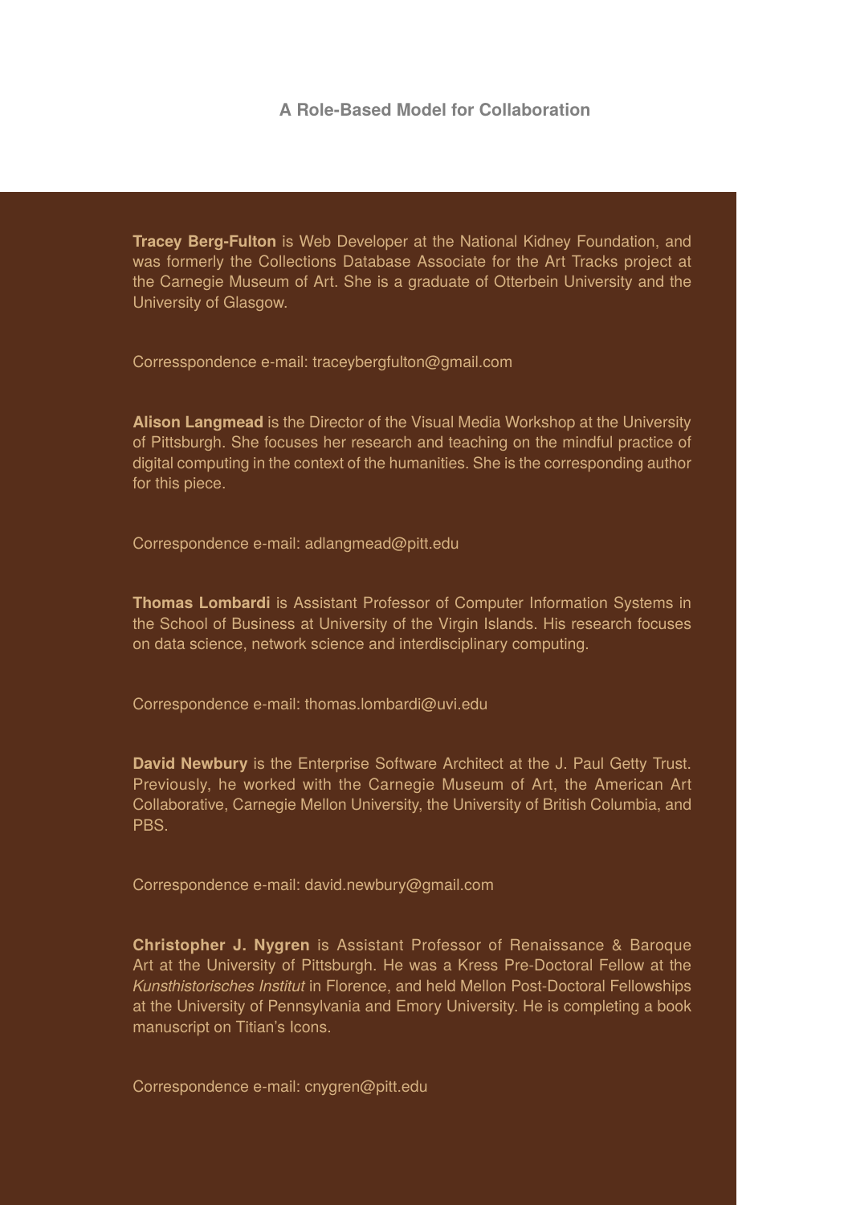**Tracey Berg-Fulton** is Web Developer at the National Kidney Foundation, and was formerly the Collections Database Associate for the Art Tracks project at the Carnegie Museum of Art. She is a graduate of Otterbein University and the University of Glasgow.

Corresspondence e-mail: traceybergfulton@gmail.com

**Alison Langmead** is the Director of the Visual Media Workshop at the University of Pittsburgh. She focuses her research and teaching on the mindful practice of digital computing in the context of the humanities. She is the corresponding author for this piece.

Correspondence e-mail: adlangmead@pitt.edu

**Thomas Lombardi** is Assistant Professor of Computer Information Systems in the School of Business at University of the Virgin Islands. His research focuses on data science, network science and interdisciplinary computing.

Correspondence e-mail: thomas.lombardi@uvi.edu

**David Newbury** is the Enterprise Software Architect at the J. Paul Getty Trust. Previously, he worked with the Carnegie Museum of Art, the American Art Collaborative, Carnegie Mellon University, the University of British Columbia, and PBS.

Correspondence e-mail: david.newbury@gmail.com

**Christopher J. Nygren** is Assistant Professor of Renaissance & Baroque Art at the University of Pittsburgh. He was a Kress Pre-Doctoral Fellow at the *Kunsthistorisches Institut* in Florence, and held Mellon Post-Doctoral Fellowships at the University of Pennsylvania and Emory University. He is completing a book manuscript on Titian's Icons.

Correspondence e-mail: cnygren@pitt.edu